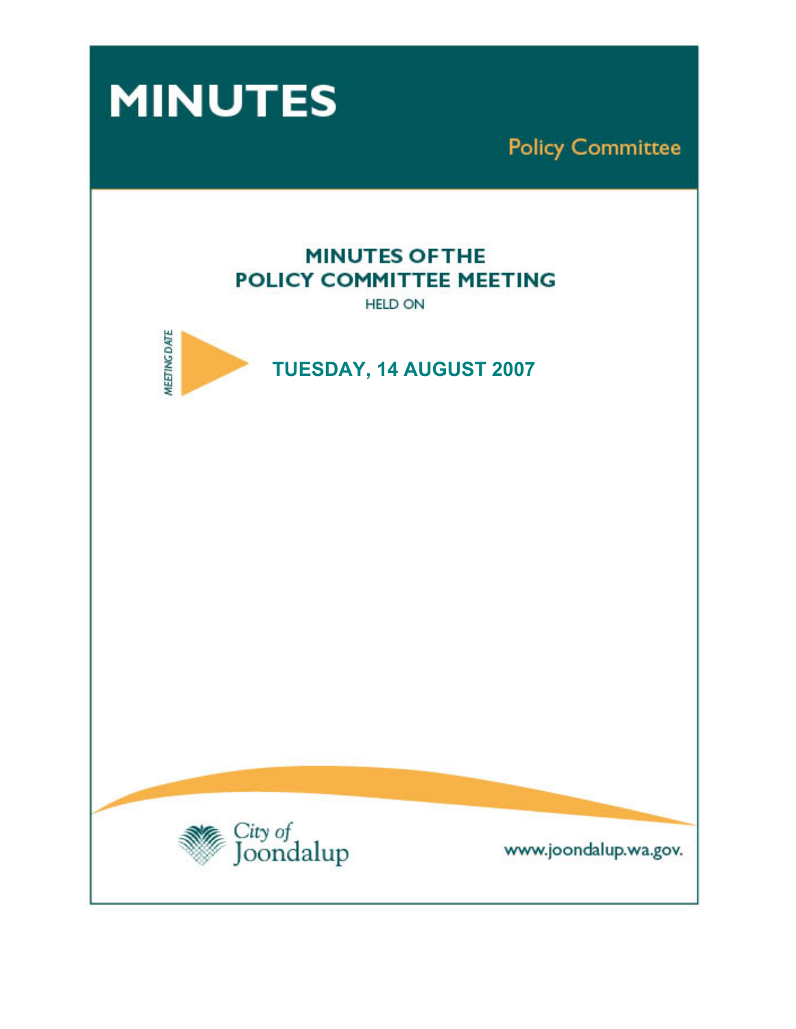# MINUTES

## Policy Committee

## MINUTES OF THE POLICY COMMITTEE MEETING

HELD ON

MEETING DATE

**TUESDAY, 14 AUGUST 2007**

City of Joondalup

www.joondalup.wa.gov.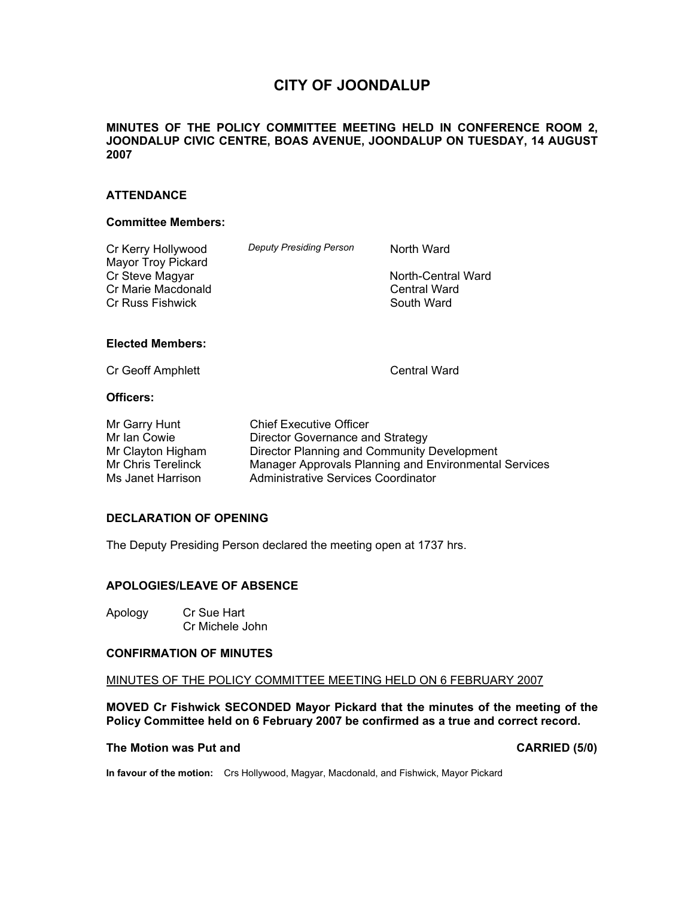# CITY OF JOONDALUP

**MINUTES OF THE POLICY COMMITTEE MEETING HELD IN CONFERENCE ROOM 2, JOONDALUP CIVIC CENTRE, BOAS AVENUE, JOONDALUP ON TUESDAY, 14 AUGUST 2007**

## ATTENDANCE

### Committee Members:

| | | |
|---|---|---|
| Cr Kerry Hollywood | *Deputy Presiding Person* | North Ward |
| Mayor Troy Pickard | | |
| Cr Steve Magyar | | North-Central Ward |
| Cr Marie Macdonald | | Central Ward |
| Cr Russ Fishwick | | South Ward |

### Elected Members:

| | |
|---|---|
| Cr Geoff Amphlett | Central Ward |

### Officers:

| | |
|---|---|
| Mr Garry Hunt | Chief Executive Officer |
| Mr Ian Cowie | Director Governance and Strategy |
| Mr Clayton Higham | Director Planning and Community Development |
| Mr Chris Terelinck | Manager Approvals Planning and Environmental Services |
| Ms Janet Harrison | Administrative Services Coordinator |

## DECLARATION OF OPENING

The Deputy Presiding Person declared the meeting open at 1737 hrs.

## APOLOGIES/LEAVE OF ABSENCE

Apology Cr Sue Hart
Cr Michele John

## CONFIRMATION OF MINUTES

MINUTES OF THE POLICY COMMITTEE MEETING HELD ON 6 FEBRUARY 2007

**MOVED Cr Fishwick SECONDED Mayor Pickard that the minutes of the meeting of the Policy Committee held on 6 February 2007 be confirmed as a true and correct record.**

**The Motion was Put and CARRIED (5/0)**

**In favour of the motion:** Crs Hollywood, Magyar, Macdonald, and Fishwick, Mayor Pickard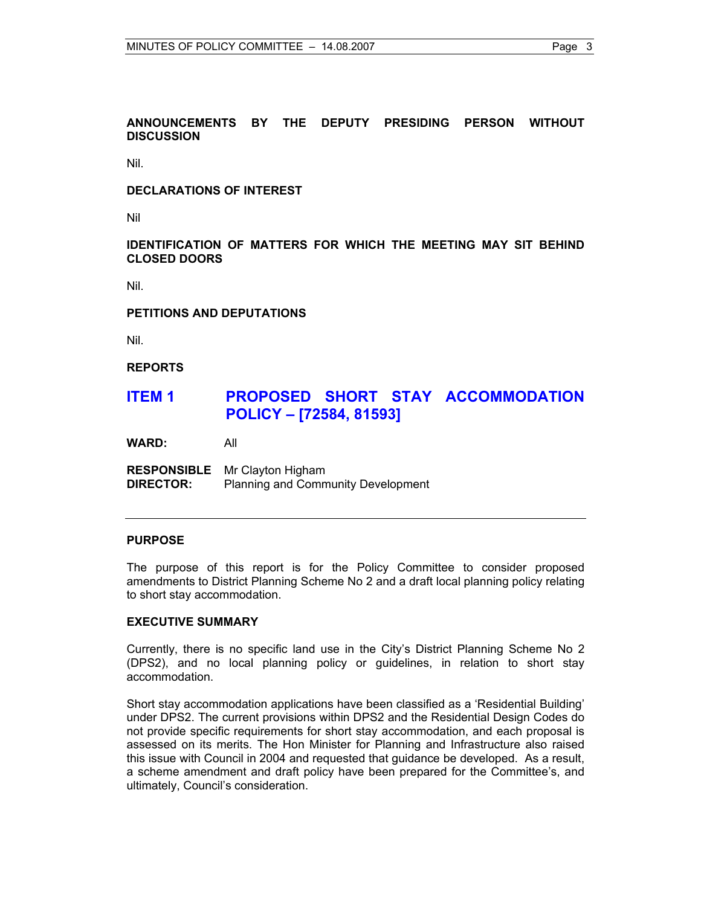**ANNOUNCEMENTS BY THE DEPUTY PRESIDING PERSON WITHOUT DISCUSSION**

Nil.

**DECLARATIONS OF INTEREST**

Nil

**IDENTIFICATION OF MATTERS FOR WHICH THE MEETING MAY SIT BEHIND CLOSED DOORS**

Nil.

**PETITIONS AND DEPUTATIONS**

Nil.

**REPORTS**

## ITEM 1 PROPOSED SHORT STAY ACCOMMODATION POLICY – [72584, 81593]

**WARD:** All

**RESPONSIBLE DIRECTOR:** Mr Clayton Higham
Planning and Community Development

---

**PURPOSE**

The purpose of this report is for the Policy Committee to consider proposed amendments to District Planning Scheme No 2 and a draft local planning policy relating to short stay accommodation.

**EXECUTIVE SUMMARY**

Currently, there is no specific land use in the City's District Planning Scheme No 2 (DPS2), and no local planning policy or guidelines, in relation to short stay accommodation.

Short stay accommodation applications have been classified as a 'Residential Building' under DPS2. The current provisions within DPS2 and the Residential Design Codes do not provide specific requirements for short stay accommodation, and each proposal is assessed on its merits. The Hon Minister for Planning and Infrastructure also raised this issue with Council in 2004 and requested that guidance be developed. As a result, a scheme amendment and draft policy have been prepared for the Committee's, and ultimately, Council's consideration.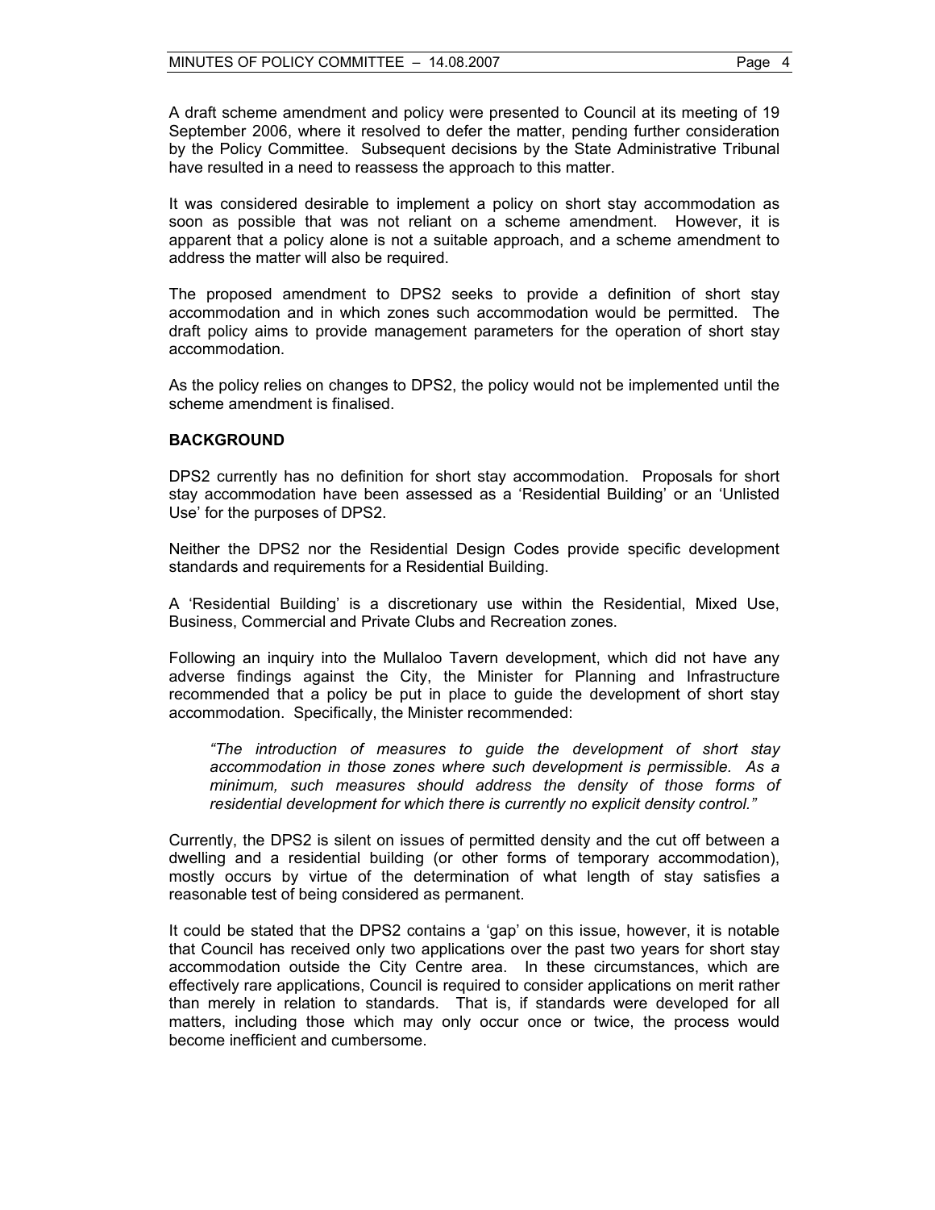A draft scheme amendment and policy were presented to Council at its meeting of 19 September 2006, where it resolved to defer the matter, pending further consideration by the Policy Committee. Subsequent decisions by the State Administrative Tribunal have resulted in a need to reassess the approach to this matter.

It was considered desirable to implement a policy on short stay accommodation as soon as possible that was not reliant on a scheme amendment. However, it is apparent that a policy alone is not a suitable approach, and a scheme amendment to address the matter will also be required.

The proposed amendment to DPS2 seeks to provide a definition of short stay accommodation and in which zones such accommodation would be permitted. The draft policy aims to provide management parameters for the operation of short stay accommodation.

As the policy relies on changes to DPS2, the policy would not be implemented until the scheme amendment is finalised.

**BACKGROUND**

DPS2 currently has no definition for short stay accommodation. Proposals for short stay accommodation have been assessed as a 'Residential Building' or an 'Unlisted Use' for the purposes of DPS2.

Neither the DPS2 nor the Residential Design Codes provide specific development standards and requirements for a Residential Building.

A 'Residential Building' is a discretionary use within the Residential, Mixed Use, Business, Commercial and Private Clubs and Recreation zones.

Following an inquiry into the Mullaloo Tavern development, which did not have any adverse findings against the City, the Minister for Planning and Infrastructure recommended that a policy be put in place to guide the development of short stay accommodation. Specifically, the Minister recommended:

> *"The introduction of measures to guide the development of short stay accommodation in those zones where such development is permissible. As a minimum, such measures should address the density of those forms of residential development for which there is currently no explicit density control."*

Currently, the DPS2 is silent on issues of permitted density and the cut off between a dwelling and a residential building (or other forms of temporary accommodation), mostly occurs by virtue of the determination of what length of stay satisfies a reasonable test of being considered as permanent.

It could be stated that the DPS2 contains a 'gap' on this issue, however, it is notable that Council has received only two applications over the past two years for short stay accommodation outside the City Centre area. In these circumstances, which are effectively rare applications, Council is required to consider applications on merit rather than merely in relation to standards. That is, if standards were developed for all matters, including those which may only occur once or twice, the process would become inefficient and cumbersome.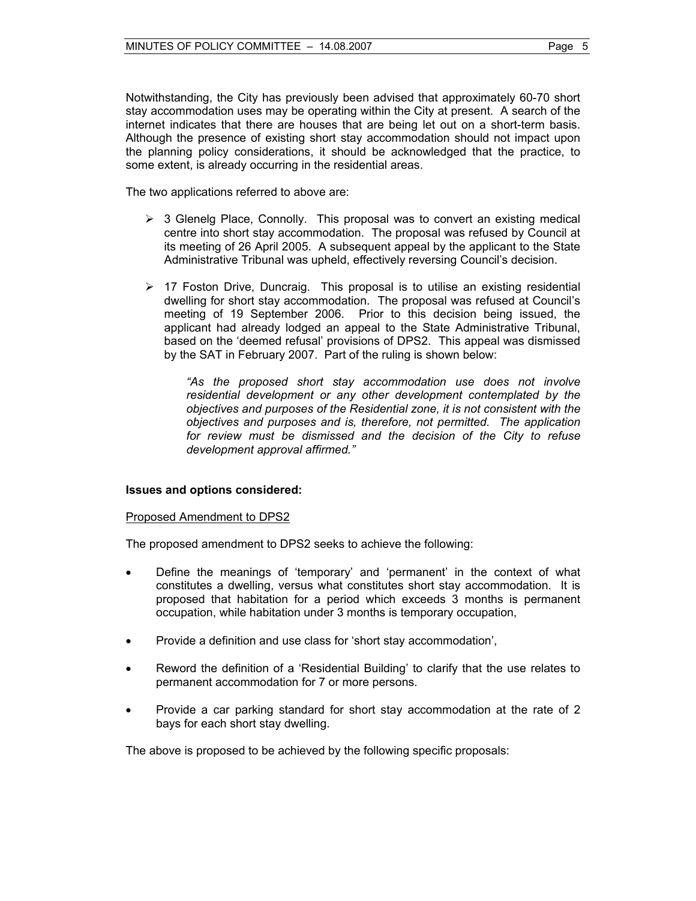Notwithstanding, the City has previously been advised that approximately 60-70 short stay accommodation uses may be operating within the City at present. A search of the internet indicates that there are houses that are being let out on a short-term basis. Although the presence of existing short stay accommodation should not impact upon the planning policy considerations, it should be acknowledged that the practice, to some extent, is already occurring in the residential areas.

The two applications referred to above are:

- 3 Glenelg Place, Connolly. This proposal was to convert an existing medical centre into short stay accommodation. The proposal was refused by Council at its meeting of 26 April 2005. A subsequent appeal by the applicant to the State Administrative Tribunal was upheld, effectively reversing Council's decision.

- 17 Foston Drive, Duncraig. This proposal is to utilise an existing residential dwelling for short stay accommodation. The proposal was refused at Council's meeting of 19 September 2006. Prior to this decision being issued, the applicant had already lodged an appeal to the State Administrative Tribunal, based on the 'deemed refusal' provisions of DPS2. This appeal was dismissed by the SAT in February 2007. Part of the ruling is shown below:

  > *"As the proposed short stay accommodation use does not involve residential development or any other development contemplated by the objectives and purposes of the Residential zone, it is not consistent with the objectives and purposes and is, therefore, not permitted. The application for review must be dismissed and the decision of the City to refuse development approval affirmed."*

**Issues and options considered:**

Proposed Amendment to DPS2

The proposed amendment to DPS2 seeks to achieve the following:

- Define the meanings of 'temporary' and 'permanent' in the context of what constitutes a dwelling, versus what constitutes short stay accommodation. It is proposed that habitation for a period which exceeds 3 months is permanent occupation, while habitation under 3 months is temporary occupation,

- Provide a definition and use class for 'short stay accommodation',

- Reword the definition of a 'Residential Building' to clarify that the use relates to permanent accommodation for 7 or more persons.

- Provide a car parking standard for short stay accommodation at the rate of 2 bays for each short stay dwelling.

The above is proposed to be achieved by the following specific proposals: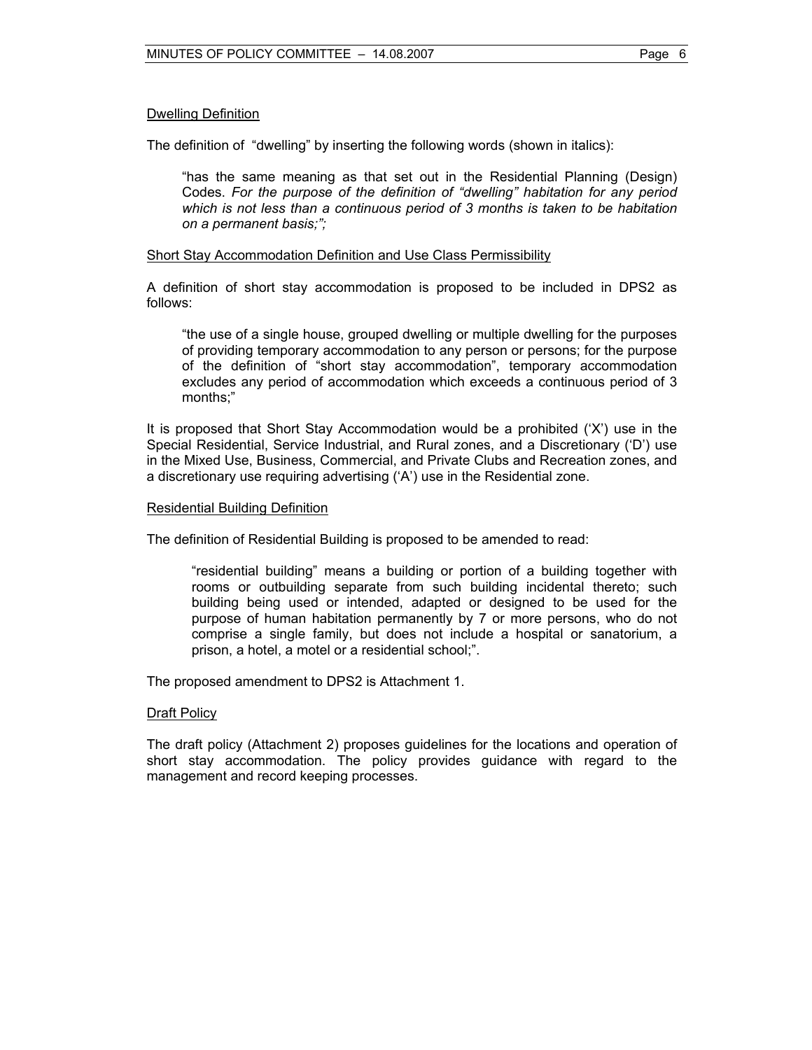Dwelling Definition

The definition of "dwelling" by inserting the following words (shown in italics):

> "has the same meaning as that set out in the Residential Planning (Design) Codes. *For the purpose of the definition of "dwelling" habitation for any period which is not less than a continuous period of 3 months is taken to be habitation on a permanent basis;";*

Short Stay Accommodation Definition and Use Class Permissibility

A definition of short stay accommodation is proposed to be included in DPS2 as follows:

> "the use of a single house, grouped dwelling or multiple dwelling for the purposes of providing temporary accommodation to any person or persons; for the purpose of the definition of "short stay accommodation", temporary accommodation excludes any period of accommodation which exceeds a continuous period of 3 months;"

It is proposed that Short Stay Accommodation would be a prohibited ('X') use in the Special Residential, Service Industrial, and Rural zones, and a Discretionary ('D') use in the Mixed Use, Business, Commercial, and Private Clubs and Recreation zones, and a discretionary use requiring advertising ('A') use in the Residential zone.

Residential Building Definition

The definition of Residential Building is proposed to be amended to read:

> "residential building" means a building or portion of a building together with rooms or outbuilding separate from such building incidental thereto; such building being used or intended, adapted or designed to be used for the purpose of human habitation permanently by 7 or more persons, who do not comprise a single family, but does not include a hospital or sanatorium, a prison, a hotel, a motel or a residential school;".

The proposed amendment to DPS2 is Attachment 1.

Draft Policy

The draft policy (Attachment 2) proposes guidelines for the locations and operation of short stay accommodation. The policy provides guidance with regard to the management and record keeping processes.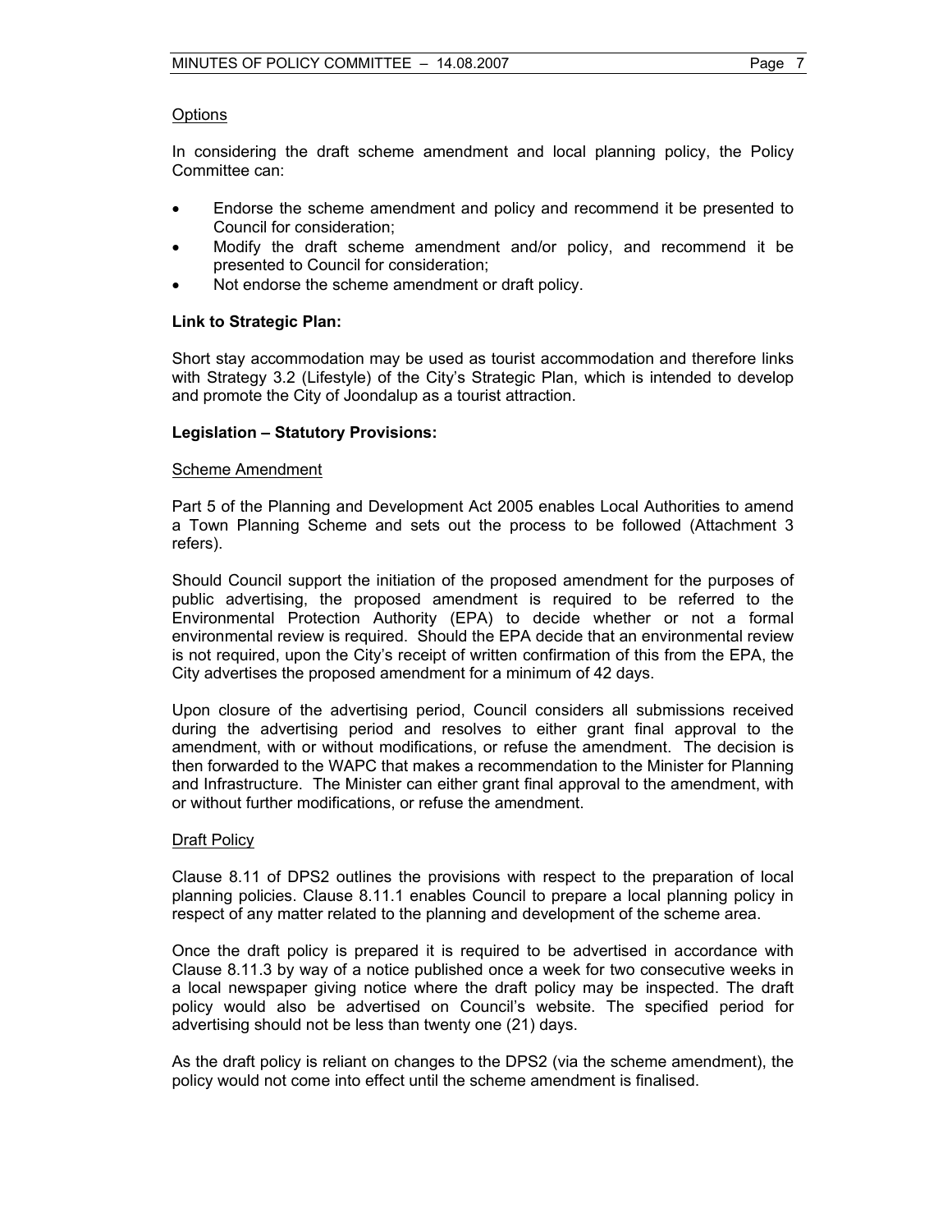Options

In considering the draft scheme amendment and local planning policy, the Policy Committee can:

- Endorse the scheme amendment and policy and recommend it be presented to Council for consideration;
- Modify the draft scheme amendment and/or policy, and recommend it be presented to Council for consideration;
- Not endorse the scheme amendment or draft policy.

**Link to Strategic Plan:**

Short stay accommodation may be used as tourist accommodation and therefore links with Strategy 3.2 (Lifestyle) of the City's Strategic Plan, which is intended to develop and promote the City of Joondalup as a tourist attraction.

**Legislation – Statutory Provisions:**

Scheme Amendment

Part 5 of the Planning and Development Act 2005 enables Local Authorities to amend a Town Planning Scheme and sets out the process to be followed (Attachment 3 refers).

Should Council support the initiation of the proposed amendment for the purposes of public advertising, the proposed amendment is required to be referred to the Environmental Protection Authority (EPA) to decide whether or not a formal environmental review is required. Should the EPA decide that an environmental review is not required, upon the City's receipt of written confirmation of this from the EPA, the City advertises the proposed amendment for a minimum of 42 days.

Upon closure of the advertising period, Council considers all submissions received during the advertising period and resolves to either grant final approval to the amendment, with or without modifications, or refuse the amendment. The decision is then forwarded to the WAPC that makes a recommendation to the Minister for Planning and Infrastructure. The Minister can either grant final approval to the amendment, with or without further modifications, or refuse the amendment.

Draft Policy

Clause 8.11 of DPS2 outlines the provisions with respect to the preparation of local planning policies. Clause 8.11.1 enables Council to prepare a local planning policy in respect of any matter related to the planning and development of the scheme area.

Once the draft policy is prepared it is required to be advertised in accordance with Clause 8.11.3 by way of a notice published once a week for two consecutive weeks in a local newspaper giving notice where the draft policy may be inspected. The draft policy would also be advertised on Council's website. The specified period for advertising should not be less than twenty one (21) days.

As the draft policy is reliant on changes to the DPS2 (via the scheme amendment), the policy would not come into effect until the scheme amendment is finalised.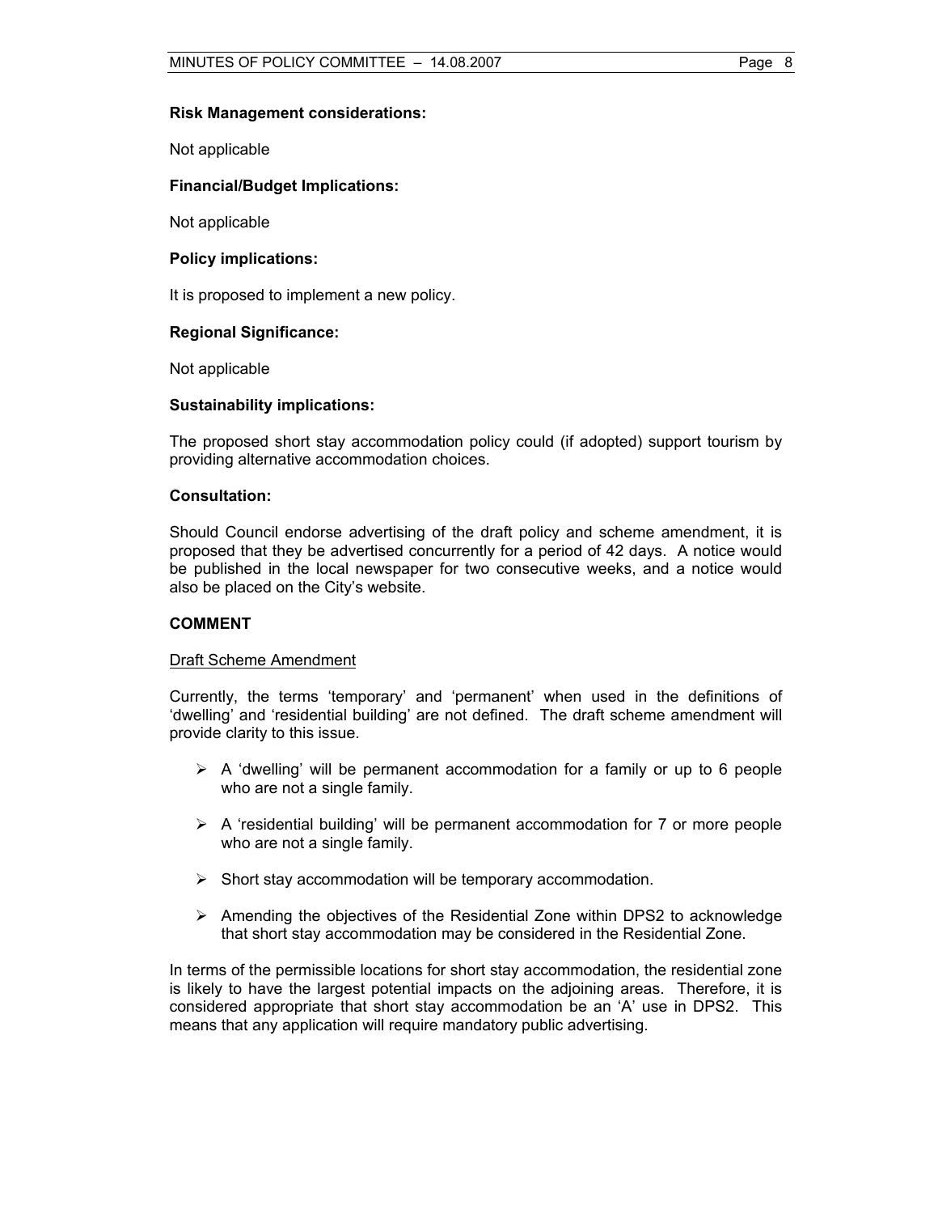**Risk Management considerations:**

Not applicable

**Financial/Budget Implications:**

Not applicable

**Policy implications:**

It is proposed to implement a new policy.

**Regional Significance:**

Not applicable

**Sustainability implications:**

The proposed short stay accommodation policy could (if adopted) support tourism by providing alternative accommodation choices.

**Consultation:**

Should Council endorse advertising of the draft policy and scheme amendment, it is proposed that they be advertised concurrently for a period of 42 days. A notice would be published in the local newspaper for two consecutive weeks, and a notice would also be placed on the City's website.

**COMMENT**

Draft Scheme Amendment

Currently, the terms 'temporary' and 'permanent' when used in the definitions of 'dwelling' and 'residential building' are not defined. The draft scheme amendment will provide clarity to this issue.

- A 'dwelling' will be permanent accommodation for a family or up to 6 people who are not a single family.
- A 'residential building' will be permanent accommodation for 7 or more people who are not a single family.
- Short stay accommodation will be temporary accommodation.
- Amending the objectives of the Residential Zone within DPS2 to acknowledge that short stay accommodation may be considered in the Residential Zone.

In terms of the permissible locations for short stay accommodation, the residential zone is likely to have the largest potential impacts on the adjoining areas. Therefore, it is considered appropriate that short stay accommodation be an 'A' use in DPS2. This means that any application will require mandatory public advertising.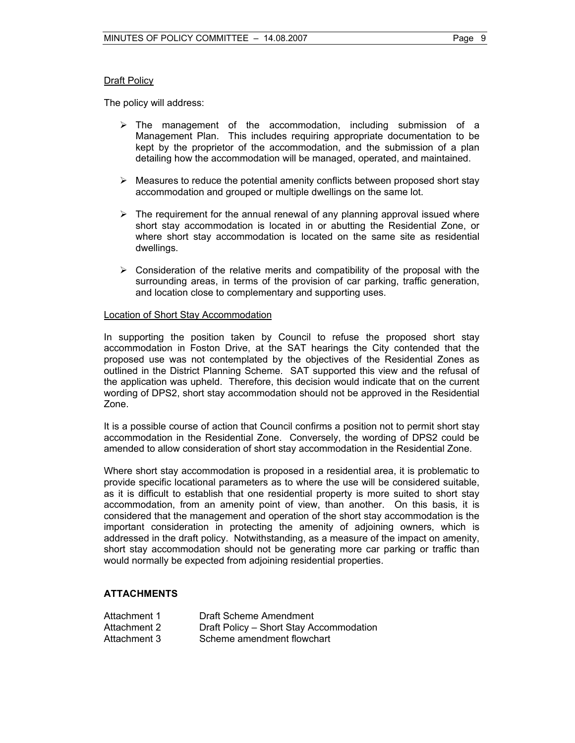Draft Policy

The policy will address:

- The management of the accommodation, including submission of a Management Plan. This includes requiring appropriate documentation to be kept by the proprietor of the accommodation, and the submission of a plan detailing how the accommodation will be managed, operated, and maintained.

- Measures to reduce the potential amenity conflicts between proposed short stay accommodation and grouped or multiple dwellings on the same lot.

- The requirement for the annual renewal of any planning approval issued where short stay accommodation is located in or abutting the Residential Zone, or where short stay accommodation is located on the same site as residential dwellings.

- Consideration of the relative merits and compatibility of the proposal with the surrounding areas, in terms of the provision of car parking, traffic generation, and location close to complementary and supporting uses.

Location of Short Stay Accommodation

In supporting the position taken by Council to refuse the proposed short stay accommodation in Foston Drive, at the SAT hearings the City contended that the proposed use was not contemplated by the objectives of the Residential Zones as outlined in the District Planning Scheme. SAT supported this view and the refusal of the application was upheld. Therefore, this decision would indicate that on the current wording of DPS2, short stay accommodation should not be approved in the Residential Zone.

It is a possible course of action that Council confirms a position not to permit short stay accommodation in the Residential Zone. Conversely, the wording of DPS2 could be amended to allow consideration of short stay accommodation in the Residential Zone.

Where short stay accommodation is proposed in a residential area, it is problematic to provide specific locational parameters as to where the use will be considered suitable, as it is difficult to establish that one residential property is more suited to short stay accommodation, from an amenity point of view, than another. On this basis, it is considered that the management and operation of the short stay accommodation is the important consideration in protecting the amenity of adjoining owners, which is addressed in the draft policy. Notwithstanding, as a measure of the impact on amenity, short stay accommodation should not be generating more car parking or traffic than would normally be expected from adjoining residential properties.

**ATTACHMENTS**

| | |
|---|---|
| Attachment 1 | Draft Scheme Amendment |
| Attachment 2 | Draft Policy – Short Stay Accommodation |
| Attachment 3 | Scheme amendment flowchart |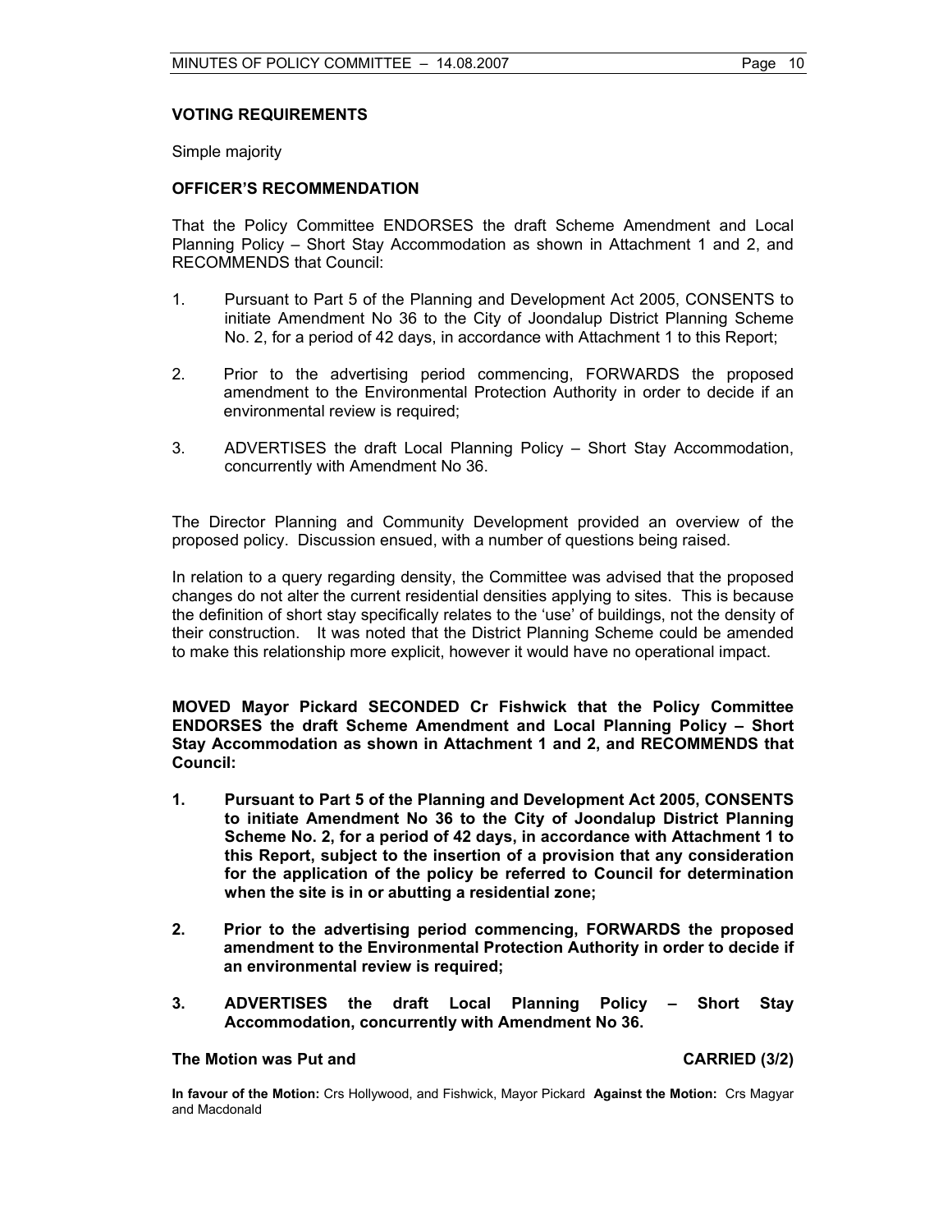### VOTING REQUIREMENTS

Simple majority

### OFFICER'S RECOMMENDATION

That the Policy Committee ENDORSES the draft Scheme Amendment and Local Planning Policy – Short Stay Accommodation as shown in Attachment 1 and 2, and RECOMMENDS that Council:

1. Pursuant to Part 5 of the Planning and Development Act 2005, CONSENTS to initiate Amendment No 36 to the City of Joondalup District Planning Scheme No. 2, for a period of 42 days, in accordance with Attachment 1 to this Report;

2. Prior to the advertising period commencing, FORWARDS the proposed amendment to the Environmental Protection Authority in order to decide if an environmental review is required;

3. ADVERTISES the draft Local Planning Policy – Short Stay Accommodation, concurrently with Amendment No 36.

The Director Planning and Community Development provided an overview of the proposed policy. Discussion ensued, with a number of questions being raised.

In relation to a query regarding density, the Committee was advised that the proposed changes do not alter the current residential densities applying to sites. This is because the definition of short stay specifically relates to the 'use' of buildings, not the density of their construction. It was noted that the District Planning Scheme could be amended to make this relationship more explicit, however it would have no operational impact.

**MOVED Mayor Pickard SECONDED Cr Fishwick that the Policy Committee ENDORSES the draft Scheme Amendment and Local Planning Policy – Short Stay Accommodation as shown in Attachment 1 and 2, and RECOMMENDS that Council:**

1. **Pursuant to Part 5 of the Planning and Development Act 2005, CONSENTS to initiate Amendment No 36 to the City of Joondalup District Planning Scheme No. 2, for a period of 42 days, in accordance with Attachment 1 to this Report, subject to the insertion of a provision that any consideration for the application of the policy be referred to Council for determination when the site is in or abutting a residential zone;**

2. **Prior to the advertising period commencing, FORWARDS the proposed amendment to the Environmental Protection Authority in order to decide if an environmental review is required;**

3. **ADVERTISES the draft Local Planning Policy – Short Stay Accommodation, concurrently with Amendment No 36.**

**The Motion was Put and CARRIED (3/2)**

**In favour of the Motion:** Crs Hollywood, and Fishwick, Mayor Pickard **Against the Motion:** Crs Magyar and Macdonald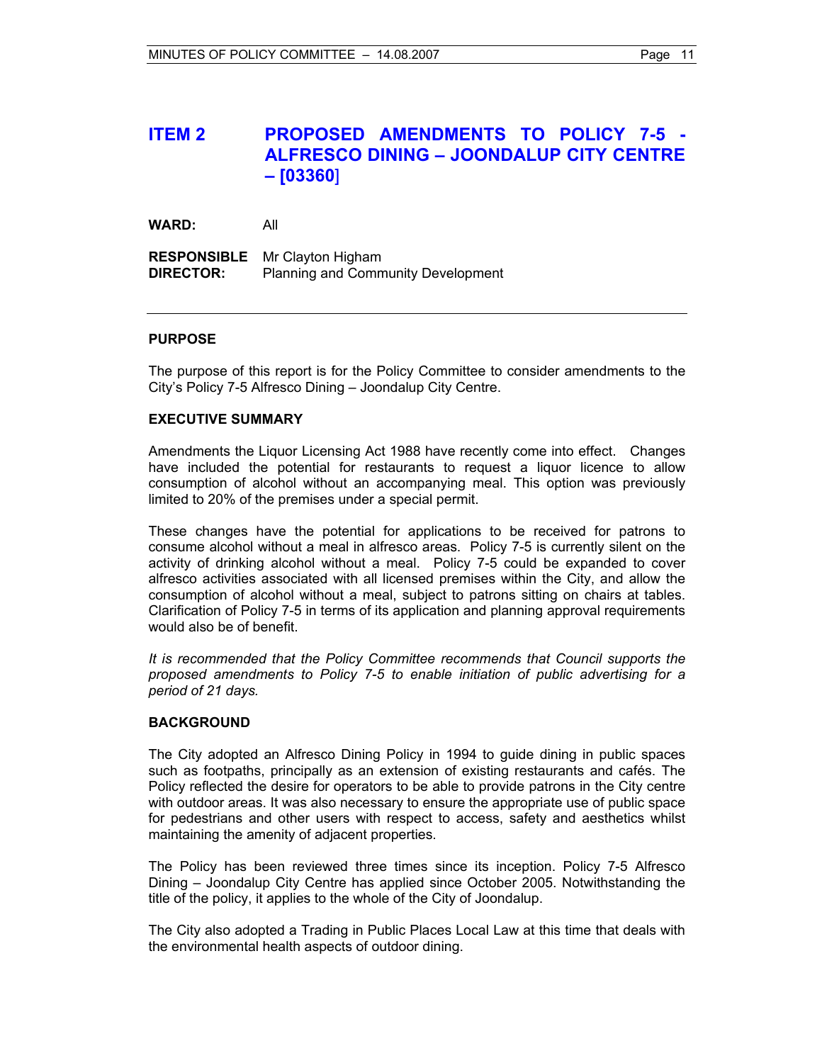## ITEM 2 PROPOSED AMENDMENTS TO POLICY 7-5 - ALFRESCO DINING – JOONDALUP CITY CENTRE – [03360]

**WARD:** All

**RESPONSIBLE DIRECTOR:** Mr Clayton Higham
Planning and Community Development

---

### PURPOSE

The purpose of this report is for the Policy Committee to consider amendments to the City's Policy 7-5 Alfresco Dining – Joondalup City Centre.

### EXECUTIVE SUMMARY

Amendments the Liquor Licensing Act 1988 have recently come into effect. Changes have included the potential for restaurants to request a liquor licence to allow consumption of alcohol without an accompanying meal. This option was previously limited to 20% of the premises under a special permit.

These changes have the potential for applications to be received for patrons to consume alcohol without a meal in alfresco areas. Policy 7-5 is currently silent on the activity of drinking alcohol without a meal. Policy 7-5 could be expanded to cover alfresco activities associated with all licensed premises within the City, and allow the consumption of alcohol without a meal, subject to patrons sitting on chairs at tables. Clarification of Policy 7-5 in terms of its application and planning approval requirements would also be of benefit.

*It is recommended that the Policy Committee recommends that Council supports the proposed amendments to Policy 7-5 to enable initiation of public advertising for a period of 21 days.*

### BACKGROUND

The City adopted an Alfresco Dining Policy in 1994 to guide dining in public spaces such as footpaths, principally as an extension of existing restaurants and cafés. The Policy reflected the desire for operators to be able to provide patrons in the City centre with outdoor areas. It was also necessary to ensure the appropriate use of public space for pedestrians and other users with respect to access, safety and aesthetics whilst maintaining the amenity of adjacent properties.

The Policy has been reviewed three times since its inception. Policy 7-5 Alfresco Dining – Joondalup City Centre has applied since October 2005. Notwithstanding the title of the policy, it applies to the whole of the City of Joondalup.

The City also adopted a Trading in Public Places Local Law at this time that deals with the environmental health aspects of outdoor dining.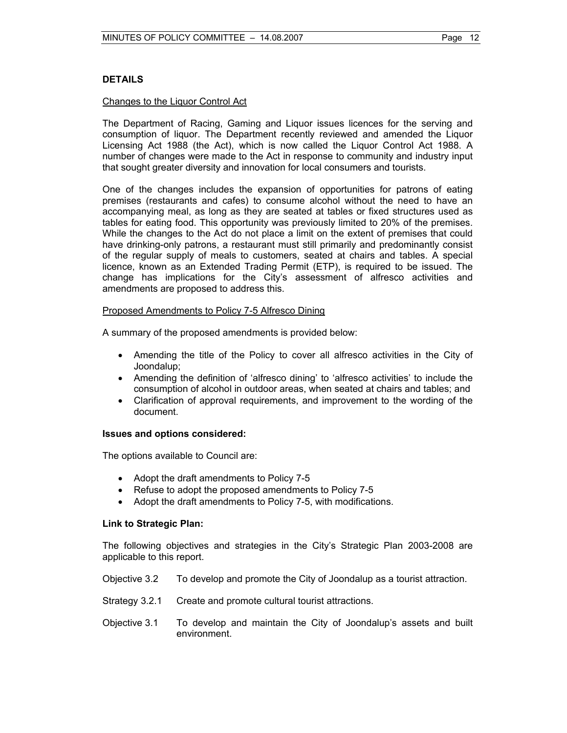## DETAILS

Changes to the Liquor Control Act

The Department of Racing, Gaming and Liquor issues licences for the serving and consumption of liquor. The Department recently reviewed and amended the Liquor Licensing Act 1988 (the Act), which is now called the Liquor Control Act 1988. A number of changes were made to the Act in response to community and industry input that sought greater diversity and innovation for local consumers and tourists.

One of the changes includes the expansion of opportunities for patrons of eating premises (restaurants and cafes) to consume alcohol without the need to have an accompanying meal, as long as they are seated at tables or fixed structures used as tables for eating food. This opportunity was previously limited to 20% of the premises. While the changes to the Act do not place a limit on the extent of premises that could have drinking-only patrons, a restaurant must still primarily and predominantly consist of the regular supply of meals to customers, seated at chairs and tables. A special licence, known as an Extended Trading Permit (ETP), is required to be issued. The change has implications for the City's assessment of alfresco activities and amendments are proposed to address this.

Proposed Amendments to Policy 7-5 Alfresco Dining

A summary of the proposed amendments is provided below:

- Amending the title of the Policy to cover all alfresco activities in the City of Joondalup;
- Amending the definition of 'alfresco dining' to 'alfresco activities' to include the consumption of alcohol in outdoor areas, when seated at chairs and tables; and
- Clarification of approval requirements, and improvement to the wording of the document.

**Issues and options considered:**

The options available to Council are:

- Adopt the draft amendments to Policy 7-5
- Refuse to adopt the proposed amendments to Policy 7-5
- Adopt the draft amendments to Policy 7-5, with modifications.

**Link to Strategic Plan:**

The following objectives and strategies in the City's Strategic Plan 2003-2008 are applicable to this report.

Objective 3.2 To develop and promote the City of Joondalup as a tourist attraction.

Strategy 3.2.1 Create and promote cultural tourist attractions.

Objective 3.1 To develop and maintain the City of Joondalup's assets and built environment.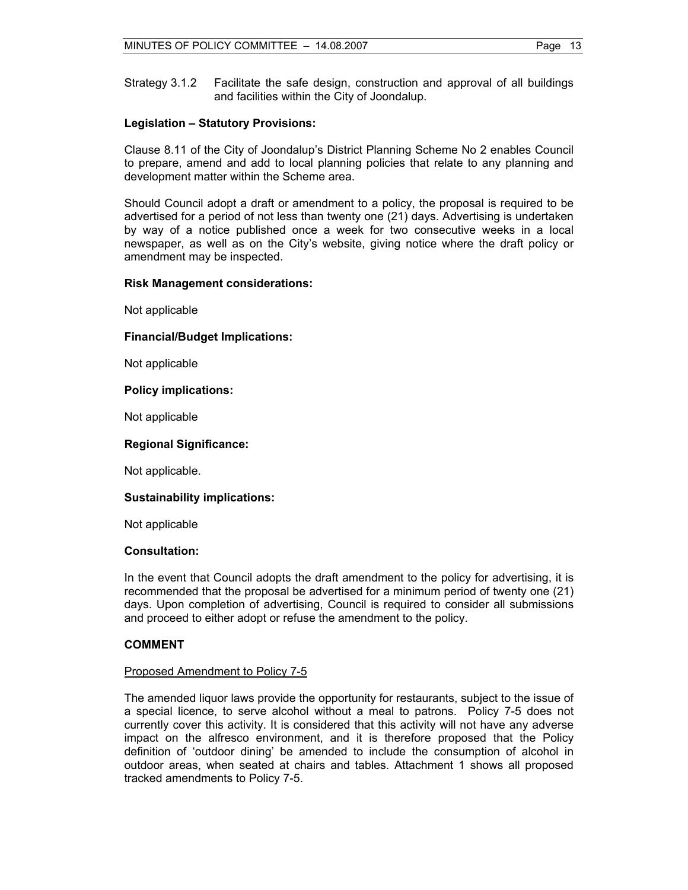Strategy 3.1.2 Facilitate the safe design, construction and approval of all buildings and facilities within the City of Joondalup.

**Legislation – Statutory Provisions:**

Clause 8.11 of the City of Joondalup's District Planning Scheme No 2 enables Council to prepare, amend and add to local planning policies that relate to any planning and development matter within the Scheme area.

Should Council adopt a draft or amendment to a policy, the proposal is required to be advertised for a period of not less than twenty one (21) days. Advertising is undertaken by way of a notice published once a week for two consecutive weeks in a local newspaper, as well as on the City's website, giving notice where the draft policy or amendment may be inspected.

**Risk Management considerations:**

Not applicable

**Financial/Budget Implications:**

Not applicable

**Policy implications:**

Not applicable

**Regional Significance:**

Not applicable.

**Sustainability implications:**

Not applicable

**Consultation:**

In the event that Council adopts the draft amendment to the policy for advertising, it is recommended that the proposal be advertised for a minimum period of twenty one (21) days. Upon completion of advertising, Council is required to consider all submissions and proceed to either adopt or refuse the amendment to the policy.

**COMMENT**

<u>Proposed Amendment to Policy 7-5</u>

The amended liquor laws provide the opportunity for restaurants, subject to the issue of a special licence, to serve alcohol without a meal to patrons. Policy 7-5 does not currently cover this activity. It is considered that this activity will not have any adverse impact on the alfresco environment, and it is therefore proposed that the Policy definition of 'outdoor dining' be amended to include the consumption of alcohol in outdoor areas, when seated at chairs and tables. Attachment 1 shows all proposed tracked amendments to Policy 7-5.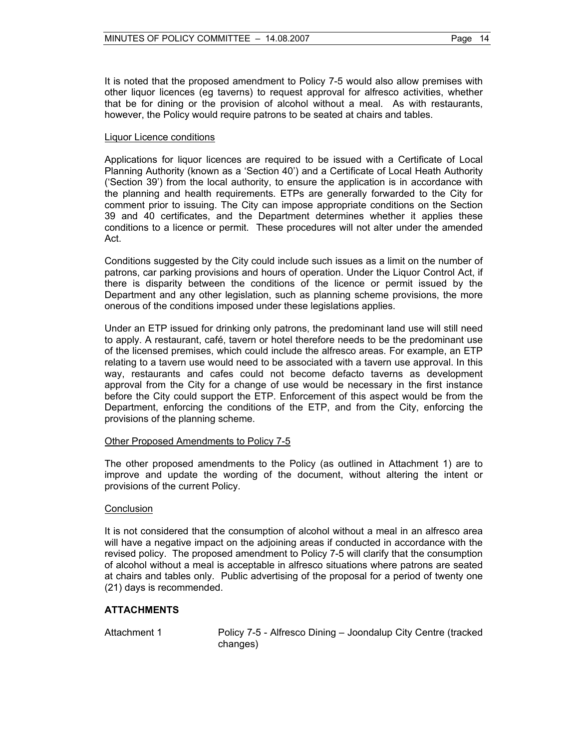It is noted that the proposed amendment to Policy 7-5 would also allow premises with other liquor licences (eg taverns) to request approval for alfresco activities, whether that be for dining or the provision of alcohol without a meal. As with restaurants, however, the Policy would require patrons to be seated at chairs and tables.

Liquor Licence conditions

Applications for liquor licences are required to be issued with a Certificate of Local Planning Authority (known as a 'Section 40') and a Certificate of Local Heath Authority ('Section 39') from the local authority, to ensure the application is in accordance with the planning and health requirements. ETPs are generally forwarded to the City for comment prior to issuing. The City can impose appropriate conditions on the Section 39 and 40 certificates, and the Department determines whether it applies these conditions to a licence or permit. These procedures will not alter under the amended Act.

Conditions suggested by the City could include such issues as a limit on the number of patrons, car parking provisions and hours of operation. Under the Liquor Control Act, if there is disparity between the conditions of the licence or permit issued by the Department and any other legislation, such as planning scheme provisions, the more onerous of the conditions imposed under these legislations applies.

Under an ETP issued for drinking only patrons, the predominant land use will still need to apply. A restaurant, café, tavern or hotel therefore needs to be the predominant use of the licensed premises, which could include the alfresco areas. For example, an ETP relating to a tavern use would need to be associated with a tavern use approval. In this way, restaurants and cafes could not become defacto taverns as development approval from the City for a change of use would be necessary in the first instance before the City could support the ETP. Enforcement of this aspect would be from the Department, enforcing the conditions of the ETP, and from the City, enforcing the provisions of the planning scheme.

Other Proposed Amendments to Policy 7-5

The other proposed amendments to the Policy (as outlined in Attachment 1) are to improve and update the wording of the document, without altering the intent or provisions of the current Policy.

Conclusion

It is not considered that the consumption of alcohol without a meal in an alfresco area will have a negative impact on the adjoining areas if conducted in accordance with the revised policy. The proposed amendment to Policy 7-5 will clarify that the consumption of alcohol without a meal is acceptable in alfresco situations where patrons are seated at chairs and tables only. Public advertising of the proposal for a period of twenty one (21) days is recommended.

**ATTACHMENTS**

Attachment 1 Policy 7-5 - Alfresco Dining – Joondalup City Centre (tracked changes)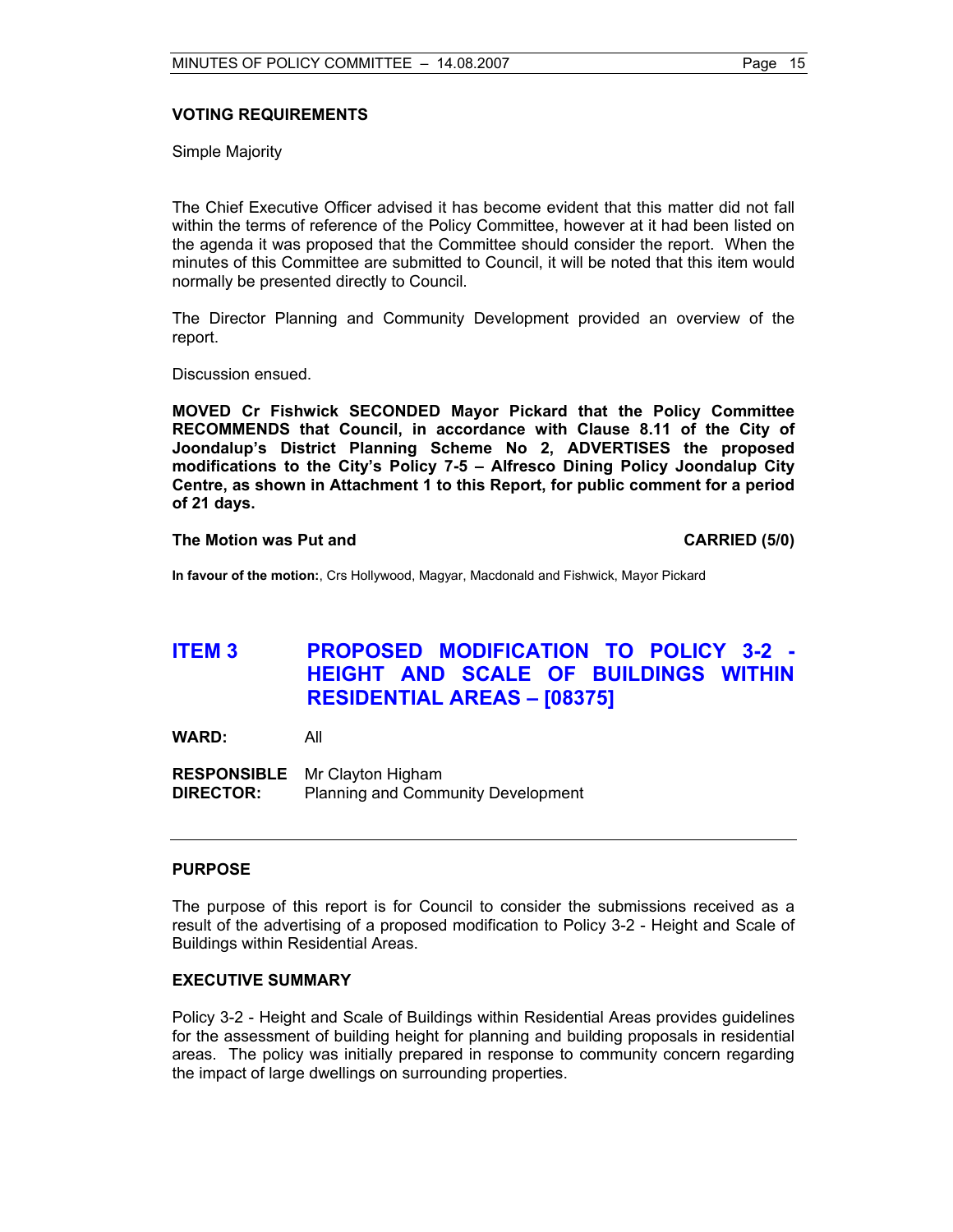### VOTING REQUIREMENTS

Simple Majority

The Chief Executive Officer advised it has become evident that this matter did not fall within the terms of reference of the Policy Committee, however at it had been listed on the agenda it was proposed that the Committee should consider the report. When the minutes of this Committee are submitted to Council, it will be noted that this item would normally be presented directly to Council.

The Director Planning and Community Development provided an overview of the report.

Discussion ensued.

**MOVED Cr Fishwick SECONDED Mayor Pickard that the Policy Committee RECOMMENDS that Council, in accordance with Clause 8.11 of the City of Joondalup's District Planning Scheme No 2, ADVERTISES the proposed modifications to the City's Policy 7-5 – Alfresco Dining Policy Joondalup City Centre, as shown in Attachment 1 to this Report, for public comment for a period of 21 days.**

**The Motion was Put and CARRIED (5/0)**

**In favour of the motion:**, Crs Hollywood, Magyar, Macdonald and Fishwick, Mayor Pickard

## ITEM 3 PROPOSED MODIFICATION TO POLICY 3-2 - HEIGHT AND SCALE OF BUILDINGS WITHIN RESIDENTIAL AREAS – [08375]

**WARD:** All

**RESPONSIBLE DIRECTOR:** Mr Clayton Higham, Planning and Community Development

---

### PURPOSE

The purpose of this report is for Council to consider the submissions received as a result of the advertising of a proposed modification to Policy 3-2 - Height and Scale of Buildings within Residential Areas.

### EXECUTIVE SUMMARY

Policy 3-2 - Height and Scale of Buildings within Residential Areas provides guidelines for the assessment of building height for planning and building proposals in residential areas. The policy was initially prepared in response to community concern regarding the impact of large dwellings on surrounding properties.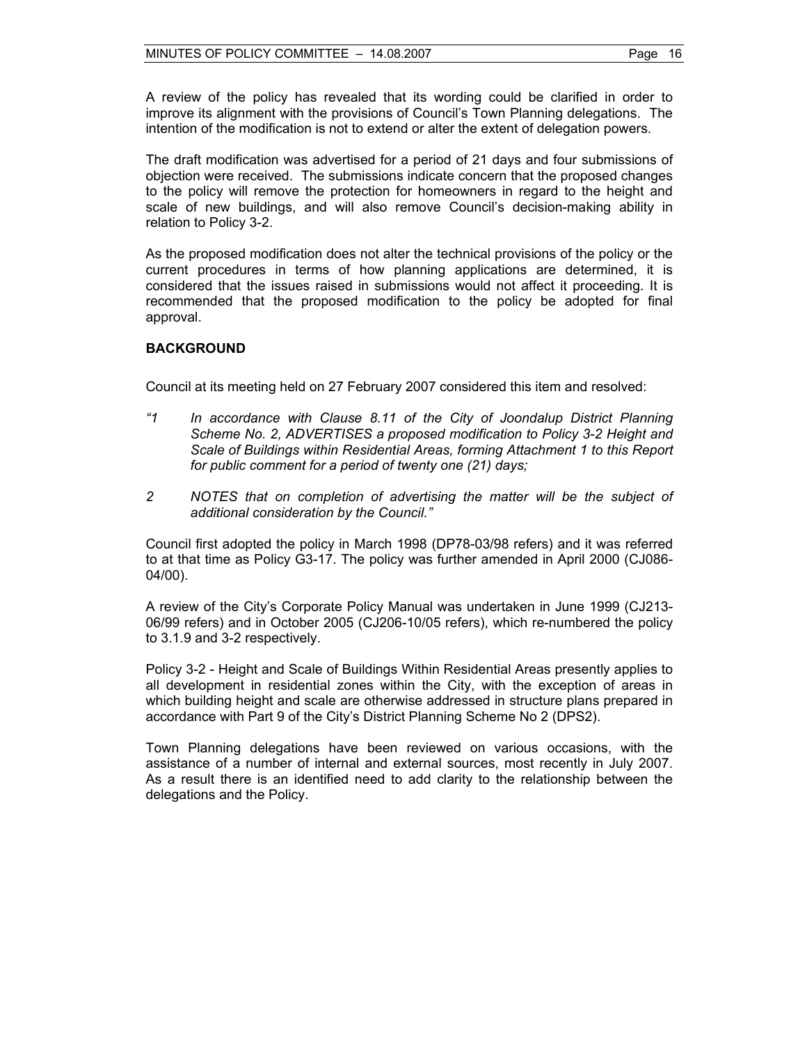A review of the policy has revealed that its wording could be clarified in order to improve its alignment with the provisions of Council's Town Planning delegations. The intention of the modification is not to extend or alter the extent of delegation powers.

The draft modification was advertised for a period of 21 days and four submissions of objection were received. The submissions indicate concern that the proposed changes to the policy will remove the protection for homeowners in regard to the height and scale of new buildings, and will also remove Council's decision-making ability in relation to Policy 3-2.

As the proposed modification does not alter the technical provisions of the policy or the current procedures in terms of how planning applications are determined, it is considered that the issues raised in submissions would not affect it proceeding. It is recommended that the proposed modification to the policy be adopted for final approval.

**BACKGROUND**

Council at its meeting held on 27 February 2007 considered this item and resolved:

*"1 In accordance with Clause 8.11 of the City of Joondalup District Planning Scheme No. 2, ADVERTISES a proposed modification to Policy 3-2 Height and Scale of Buildings within Residential Areas, forming Attachment 1 to this Report for public comment for a period of twenty one (21) days;*

*2 NOTES that on completion of advertising the matter will be the subject of additional consideration by the Council."*

Council first adopted the policy in March 1998 (DP78-03/98 refers) and it was referred to at that time as Policy G3-17. The policy was further amended in April 2000 (CJ086-04/00).

A review of the City's Corporate Policy Manual was undertaken in June 1999 (CJ213-06/99 refers) and in October 2005 (CJ206-10/05 refers), which re-numbered the policy to 3.1.9 and 3-2 respectively.

Policy 3-2 - Height and Scale of Buildings Within Residential Areas presently applies to all development in residential zones within the City, with the exception of areas in which building height and scale are otherwise addressed in structure plans prepared in accordance with Part 9 of the City's District Planning Scheme No 2 (DPS2).

Town Planning delegations have been reviewed on various occasions, with the assistance of a number of internal and external sources, most recently in July 2007. As a result there is an identified need to add clarity to the relationship between the delegations and the Policy.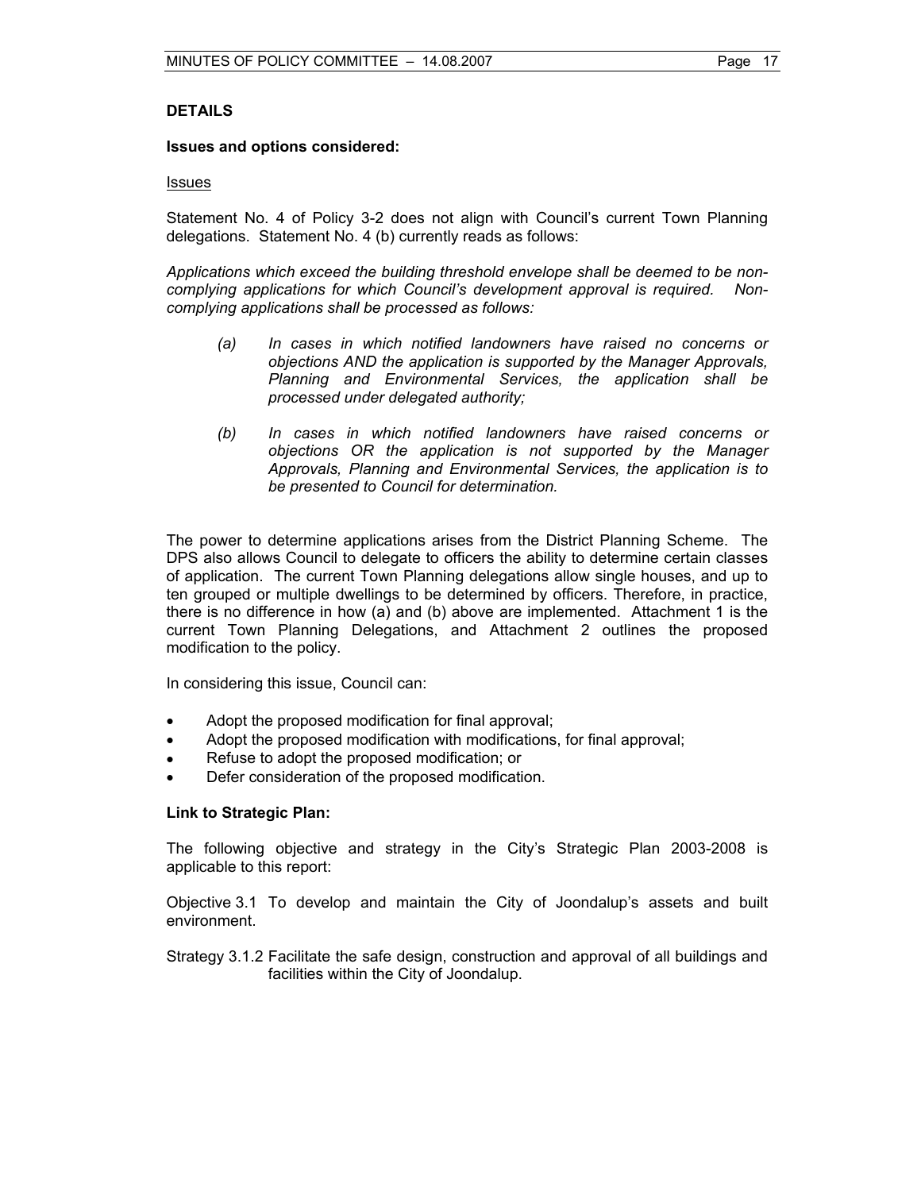### DETAILS

**Issues and options considered:**

Issues

Statement No. 4 of Policy 3-2 does not align with Council's current Town Planning delegations. Statement No. 4 (b) currently reads as follows:

*Applications which exceed the building threshold envelope shall be deemed to be non-complying applications for which Council's development approval is required. Non-complying applications shall be processed as follows:*

> *(a) In cases in which notified landowners have raised no concerns or objections AND the application is supported by the Manager Approvals, Planning and Environmental Services, the application shall be processed under delegated authority;*
>
> *(b) In cases in which notified landowners have raised concerns or objections OR the application is not supported by the Manager Approvals, Planning and Environmental Services, the application is to be presented to Council for determination.*

The power to determine applications arises from the District Planning Scheme. The DPS also allows Council to delegate to officers the ability to determine certain classes of application. The current Town Planning delegations allow single houses, and up to ten grouped or multiple dwellings to be determined by officers. Therefore, in practice, there is no difference in how (a) and (b) above are implemented. Attachment 1 is the current Town Planning Delegations, and Attachment 2 outlines the proposed modification to the policy.

In considering this issue, Council can:

- Adopt the proposed modification for final approval;
- Adopt the proposed modification with modifications, for final approval;
- Refuse to adopt the proposed modification; or
- Defer consideration of the proposed modification.

**Link to Strategic Plan:**

The following objective and strategy in the City's Strategic Plan 2003-2008 is applicable to this report:

Objective 3.1 To develop and maintain the City of Joondalup's assets and built environment.

Strategy 3.1.2 Facilitate the safe design, construction and approval of all buildings and facilities within the City of Joondalup.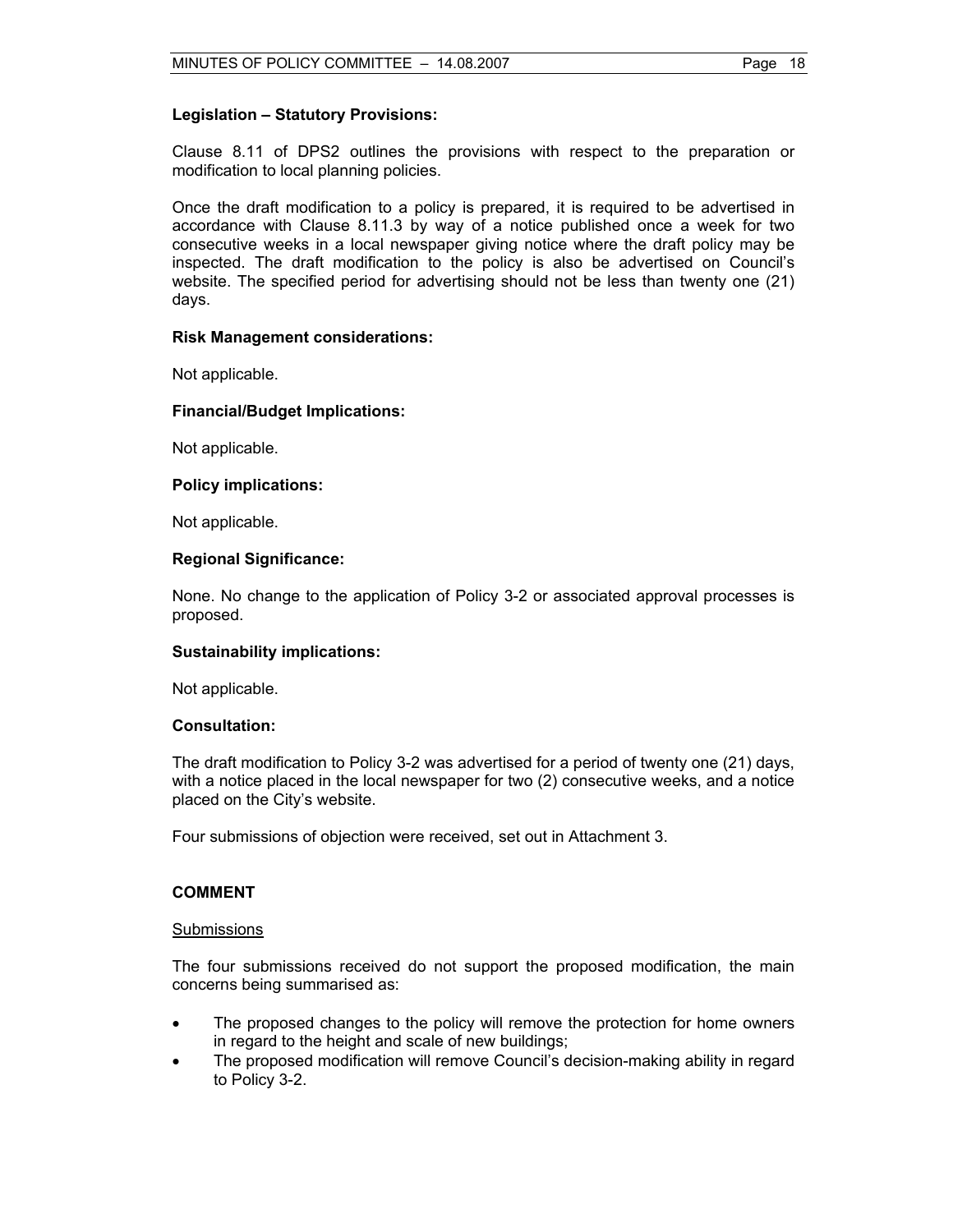**Legislation – Statutory Provisions:**

Clause 8.11 of DPS2 outlines the provisions with respect to the preparation or modification to local planning policies.

Once the draft modification to a policy is prepared, it is required to be advertised in accordance with Clause 8.11.3 by way of a notice published once a week for two consecutive weeks in a local newspaper giving notice where the draft policy may be inspected. The draft modification to the policy is also be advertised on Council's website. The specified period for advertising should not be less than twenty one (21) days.

**Risk Management considerations:**

Not applicable.

**Financial/Budget Implications:**

Not applicable.

**Policy implications:**

Not applicable.

**Regional Significance:**

None. No change to the application of Policy 3-2 or associated approval processes is proposed.

**Sustainability implications:**

Not applicable.

**Consultation:**

The draft modification to Policy 3-2 was advertised for a period of twenty one (21) days, with a notice placed in the local newspaper for two (2) consecutive weeks, and a notice placed on the City's website.

Four submissions of objection were received, set out in Attachment 3.

**COMMENT**

Submissions

The four submissions received do not support the proposed modification, the main concerns being summarised as:

- The proposed changes to the policy will remove the protection for home owners in regard to the height and scale of new buildings;
- The proposed modification will remove Council's decision-making ability in regard to Policy 3-2.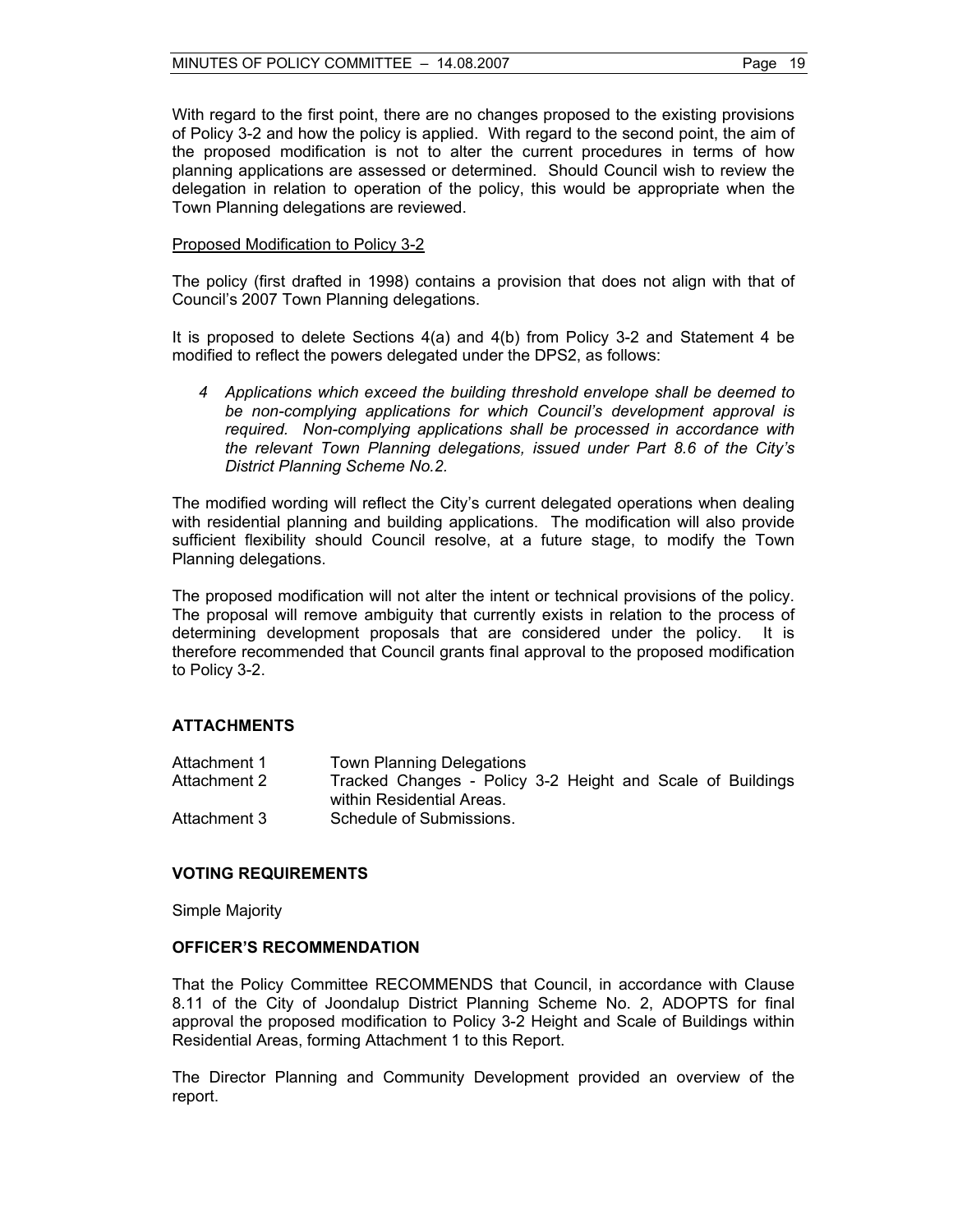With regard to the first point, there are no changes proposed to the existing provisions of Policy 3-2 and how the policy is applied. With regard to the second point, the aim of the proposed modification is not to alter the current procedures in terms of how planning applications are assessed or determined. Should Council wish to review the delegation in relation to operation of the policy, this would be appropriate when the Town Planning delegations are reviewed.

<u>Proposed Modification to Policy 3-2</u>

The policy (first drafted in 1998) contains a provision that does not align with that of Council's 2007 Town Planning delegations.

It is proposed to delete Sections 4(a) and 4(b) from Policy 3-2 and Statement 4 be modified to reflect the powers delegated under the DPS2, as follows:

> *4 Applications which exceed the building threshold envelope shall be deemed to be non-complying applications for which Council's development approval is required. Non-complying applications shall be processed in accordance with the relevant Town Planning delegations, issued under Part 8.6 of the City's District Planning Scheme No.2.*

The modified wording will reflect the City's current delegated operations when dealing with residential planning and building applications. The modification will also provide sufficient flexibility should Council resolve, at a future stage, to modify the Town Planning delegations.

The proposed modification will not alter the intent or technical provisions of the policy. The proposal will remove ambiguity that currently exists in relation to the process of determining development proposals that are considered under the policy. It is therefore recommended that Council grants final approval to the proposed modification to Policy 3-2.

## ATTACHMENTS

| | |
|---|---|
| Attachment 1 | Town Planning Delegations |
| Attachment 2 | Tracked Changes - Policy 3-2 Height and Scale of Buildings within Residential Areas. |
| Attachment 3 | Schedule of Submissions. |

## VOTING REQUIREMENTS

Simple Majority

## OFFICER'S RECOMMENDATION

That the Policy Committee RECOMMENDS that Council, in accordance with Clause 8.11 of the City of Joondalup District Planning Scheme No. 2, ADOPTS for final approval the proposed modification to Policy 3-2 Height and Scale of Buildings within Residential Areas, forming Attachment 1 to this Report.

The Director Planning and Community Development provided an overview of the report.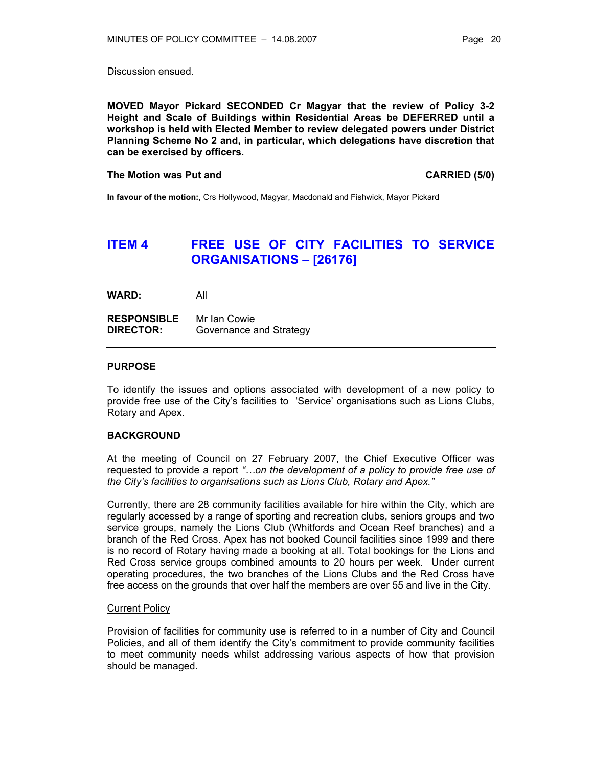Discussion ensued.

**MOVED Mayor Pickard SECONDED Cr Magyar that the review of Policy 3-2 Height and Scale of Buildings within Residential Areas be DEFERRED until a workshop is held with Elected Member to review delegated powers under District Planning Scheme No 2 and, in particular, which delegations have discretion that can be exercised by officers.**

**The Motion was Put and** **CARRIED (5/0)**

**In favour of the motion:**, Crs Hollywood, Magyar, Macdonald and Fishwick, Mayor Pickard

## ITEM 4 FREE USE OF CITY FACILITIES TO SERVICE ORGANISATIONS – [26176]

**WARD:** All

**RESPONSIBLE DIRECTOR:** Mr Ian Cowie
Governance and Strategy

---

### PURPOSE

To identify the issues and options associated with development of a new policy to provide free use of the City's facilities to 'Service' organisations such as Lions Clubs, Rotary and Apex.

### BACKGROUND

At the meeting of Council on 27 February 2007, the Chief Executive Officer was requested to provide a report *"…on the development of a policy to provide free use of the City's facilities to organisations such as Lions Club, Rotary and Apex."*

Currently, there are 28 community facilities available for hire within the City, which are regularly accessed by a range of sporting and recreation clubs, seniors groups and two service groups, namely the Lions Club (Whitfords and Ocean Reef branches) and a branch of the Red Cross. Apex has not booked Council facilities since 1999 and there is no record of Rotary having made a booking at all. Total bookings for the Lions and Red Cross service groups combined amounts to 20 hours per week. Under current operating procedures, the two branches of the Lions Clubs and the Red Cross have free access on the grounds that over half the members are over 55 and live in the City.

Current Policy

Provision of facilities for community use is referred to in a number of City and Council Policies, and all of them identify the City's commitment to provide community facilities to meet community needs whilst addressing various aspects of how that provision should be managed.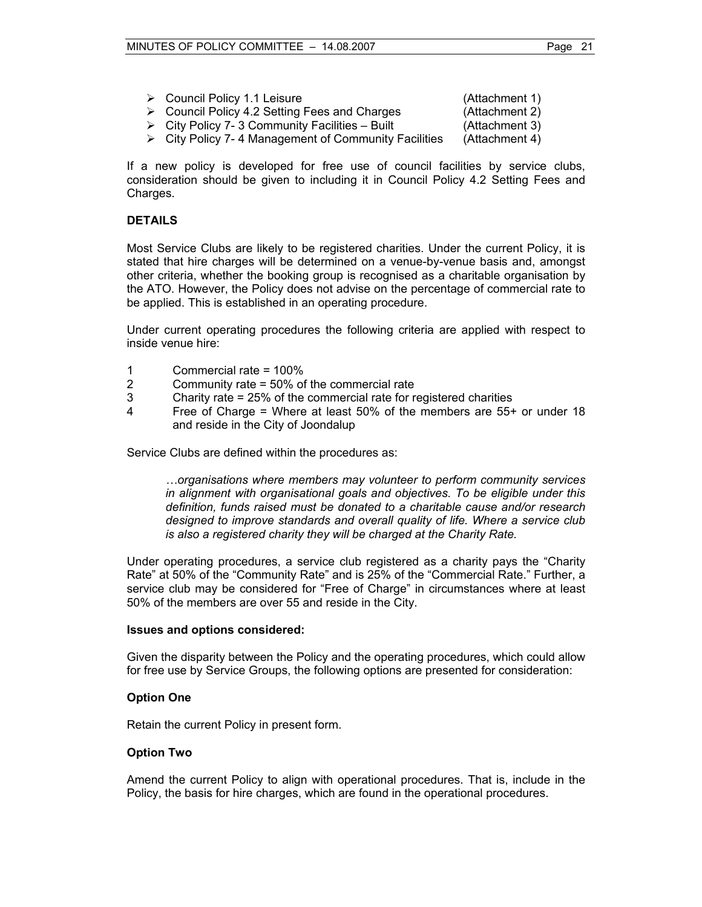- Council Policy 1.1 Leisure (Attachment 1)
- Council Policy 4.2 Setting Fees and Charges (Attachment 2)
- City Policy 7- 3 Community Facilities – Built (Attachment 3)
- City Policy 7- 4 Management of Community Facilities (Attachment 4)

If a new policy is developed for free use of council facilities by service clubs, consideration should be given to including it in Council Policy 4.2 Setting Fees and Charges.

**DETAILS**

Most Service Clubs are likely to be registered charities. Under the current Policy, it is stated that hire charges will be determined on a venue-by-venue basis and, amongst other criteria, whether the booking group is recognised as a charitable organisation by the ATO. However, the Policy does not advise on the percentage of commercial rate to be applied. This is established in an operating procedure.

Under current operating procedures the following criteria are applied with respect to inside venue hire:

1. Commercial rate = 100%
2. Community rate = 50% of the commercial rate
3. Charity rate = 25% of the commercial rate for registered charities
4. Free of Charge = Where at least 50% of the members are 55+ or under 18 and reside in the City of Joondalup

Service Clubs are defined within the procedures as:

> *…organisations where members may volunteer to perform community services in alignment with organisational goals and objectives. To be eligible under this definition, funds raised must be donated to a charitable cause and/or research designed to improve standards and overall quality of life. Where a service club is also a registered charity they will be charged at the Charity Rate.*

Under operating procedures, a service club registered as a charity pays the "Charity Rate" at 50% of the "Community Rate" and is 25% of the "Commercial Rate." Further, a service club may be considered for "Free of Charge" in circumstances where at least 50% of the members are over 55 and reside in the City.

**Issues and options considered:**

Given the disparity between the Policy and the operating procedures, which could allow for free use by Service Groups, the following options are presented for consideration:

**Option One**

Retain the current Policy in present form.

**Option Two**

Amend the current Policy to align with operational procedures. That is, include in the Policy, the basis for hire charges, which are found in the operational procedures.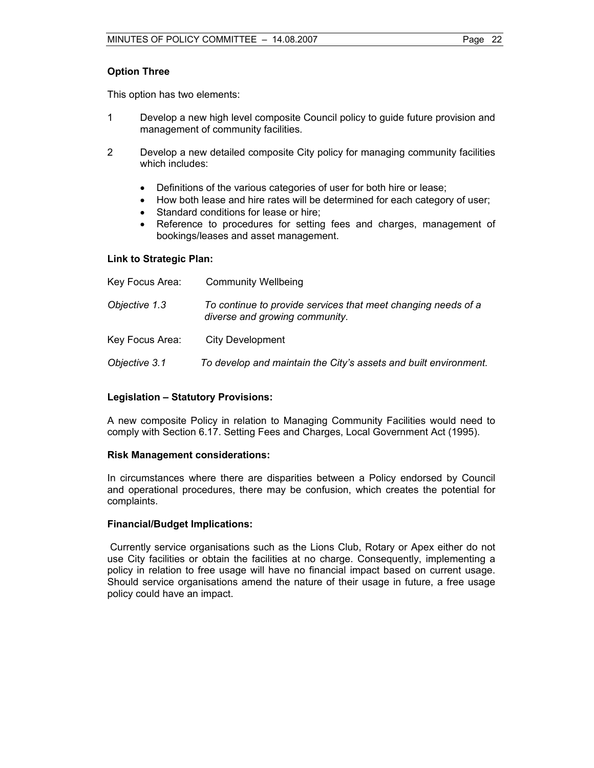**Option Three**

This option has two elements:

1. Develop a new high level composite Council policy to guide future provision and management of community facilities.

2. Develop a new detailed composite City policy for managing community facilities which includes:

   - Definitions of the various categories of user for both hire or lease;
   - How both lease and hire rates will be determined for each category of user;
   - Standard conditions for lease or hire;
   - Reference to procedures for setting fees and charges, management of bookings/leases and asset management.

**Link to Strategic Plan:**

Key Focus Area: Community Wellbeing

*Objective 1.3* *To continue to provide services that meet changing needs of a diverse and growing community.*

Key Focus Area: City Development

*Objective 3.1* *To develop and maintain the City's assets and built environment.*

**Legislation – Statutory Provisions:**

A new composite Policy in relation to Managing Community Facilities would need to comply with Section 6.17. Setting Fees and Charges, Local Government Act (1995).

**Risk Management considerations:**

In circumstances where there are disparities between a Policy endorsed by Council and operational procedures, there may be confusion, which creates the potential for complaints.

**Financial/Budget Implications:**

Currently service organisations such as the Lions Club, Rotary or Apex either do not use City facilities or obtain the facilities at no charge. Consequently, implementing a policy in relation to free usage will have no financial impact based on current usage. Should service organisations amend the nature of their usage in future, a free usage policy could have an impact.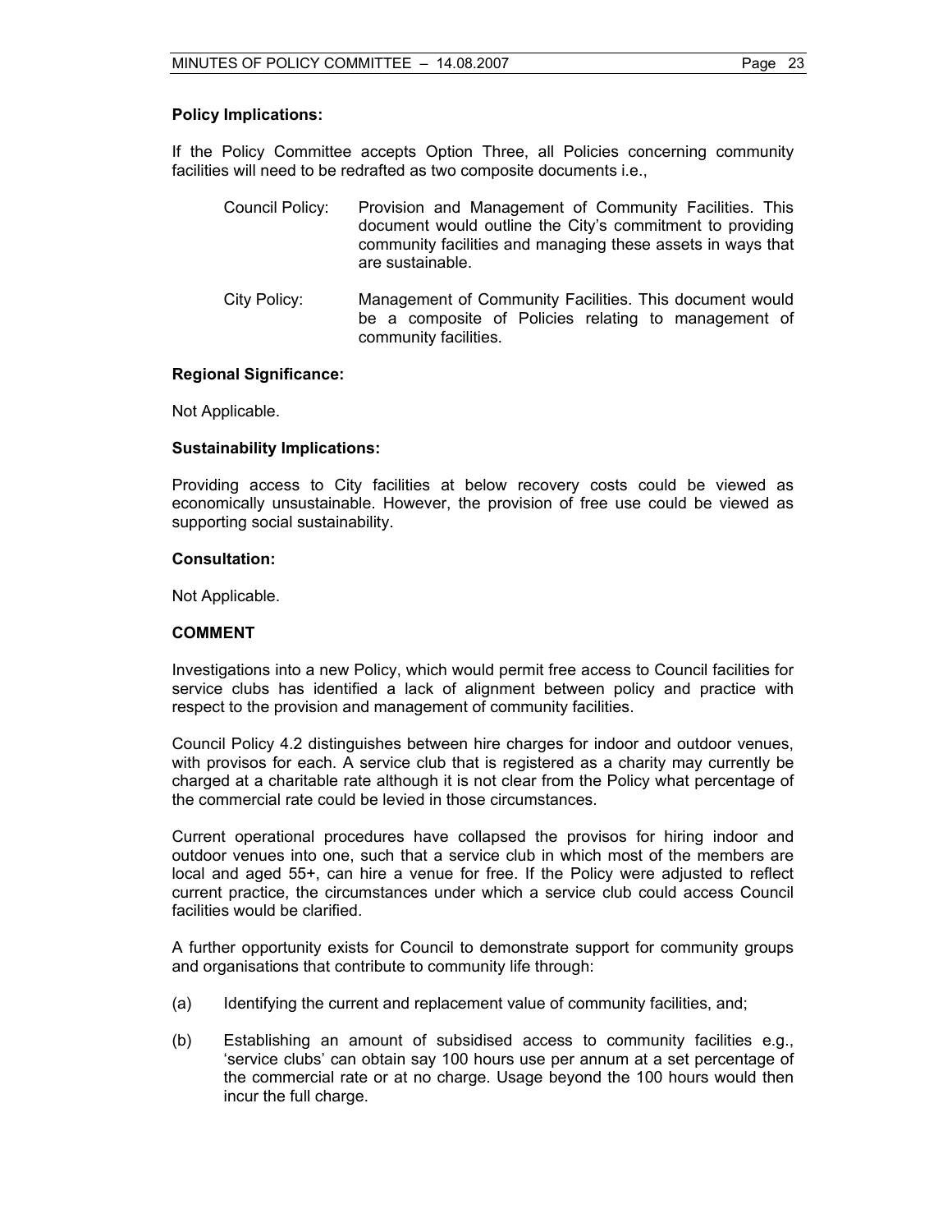**Policy Implications:**

If the Policy Committee accepts Option Three, all Policies concerning community facilities will need to be redrafted as two composite documents i.e.,

Council Policy: Provision and Management of Community Facilities. This document would outline the City's commitment to providing community facilities and managing these assets in ways that are sustainable.

City Policy: Management of Community Facilities. This document would be a composite of Policies relating to management of community facilities.

**Regional Significance:**

Not Applicable.

**Sustainability Implications:**

Providing access to City facilities at below recovery costs could be viewed as economically unsustainable. However, the provision of free use could be viewed as supporting social sustainability.

**Consultation:**

Not Applicable.

**COMMENT**

Investigations into a new Policy, which would permit free access to Council facilities for service clubs has identified a lack of alignment between policy and practice with respect to the provision and management of community facilities.

Council Policy 4.2 distinguishes between hire charges for indoor and outdoor venues, with provisos for each. A service club that is registered as a charity may currently be charged at a charitable rate although it is not clear from the Policy what percentage of the commercial rate could be levied in those circumstances.

Current operational procedures have collapsed the provisos for hiring indoor and outdoor venues into one, such that a service club in which most of the members are local and aged 55+, can hire a venue for free. If the Policy were adjusted to reflect current practice, the circumstances under which a service club could access Council facilities would be clarified.

A further opportunity exists for Council to demonstrate support for community groups and organisations that contribute to community life through:

(a) Identifying the current and replacement value of community facilities, and;

(b) Establishing an amount of subsidised access to community facilities e.g., 'service clubs' can obtain say 100 hours use per annum at a set percentage of the commercial rate or at no charge. Usage beyond the 100 hours would then incur the full charge.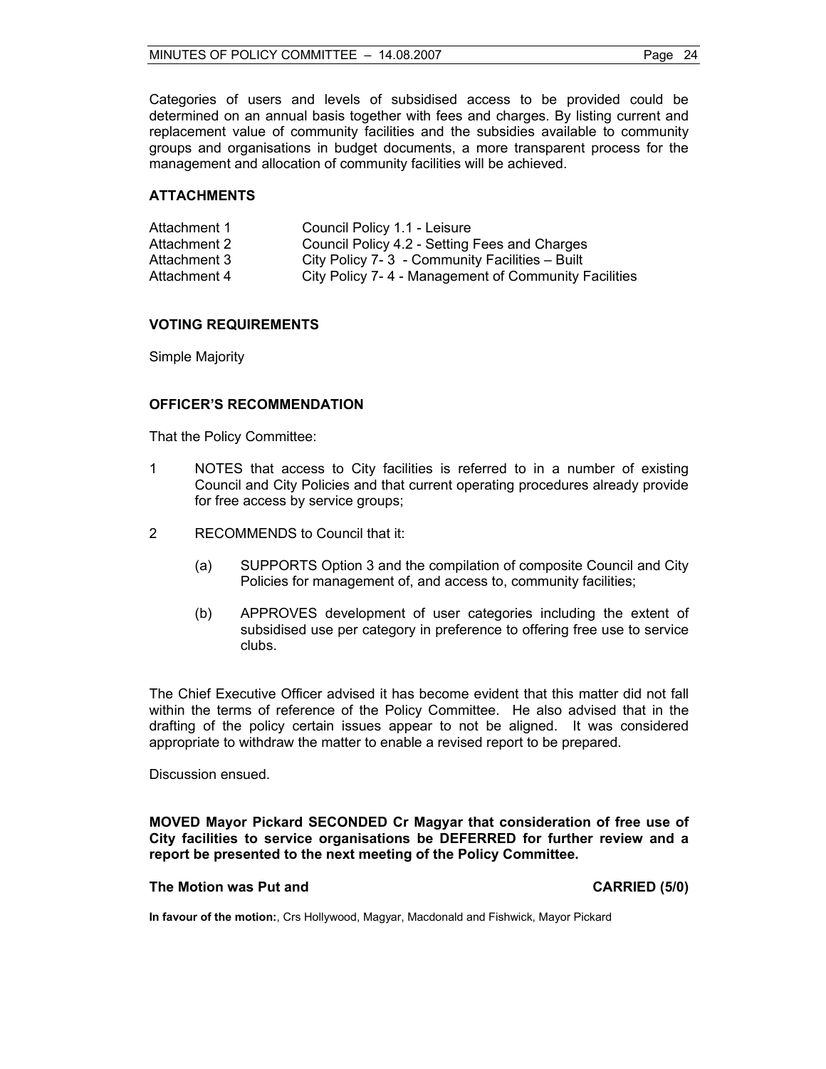Categories of users and levels of subsidised access to be provided could be determined on an annual basis together with fees and charges. By listing current and replacement value of community facilities and the subsidies available to community groups and organisations in budget documents, a more transparent process for the management and allocation of community facilities will be achieved.

## ATTACHMENTS

| | |
|---|---|
| Attachment 1 | Council Policy 1.1 - Leisure |
| Attachment 2 | Council Policy 4.2 - Setting Fees and Charges |
| Attachment 3 | City Policy 7- 3 - Community Facilities – Built |
| Attachment 4 | City Policy 7- 4 - Management of Community Facilities |

## VOTING REQUIREMENTS

Simple Majority

## OFFICER'S RECOMMENDATION

That the Policy Committee:

1 NOTES that access to City facilities is referred to in a number of existing Council and City Policies and that current operating procedures already provide for free access by service groups;

2 RECOMMENDS to Council that it:

   (a) SUPPORTS Option 3 and the compilation of composite Council and City Policies for management of, and access to, community facilities;

   (b) APPROVES development of user categories including the extent of subsidised use per category in preference to offering free use to service clubs.

The Chief Executive Officer advised it has become evident that this matter did not fall within the terms of reference of the Policy Committee. He also advised that in the drafting of the policy certain issues appear to not be aligned. It was considered appropriate to withdraw the matter to enable a revised report to be prepared.

Discussion ensued.

**MOVED Mayor Pickard SECONDED Cr Magyar that consideration of free use of City facilities to service organisations be DEFERRED for further review and a report be presented to the next meeting of the Policy Committee.**

**The Motion was Put and CARRIED (5/0)**

**In favour of the motion:**, Crs Hollywood, Magyar, Macdonald and Fishwick, Mayor Pickard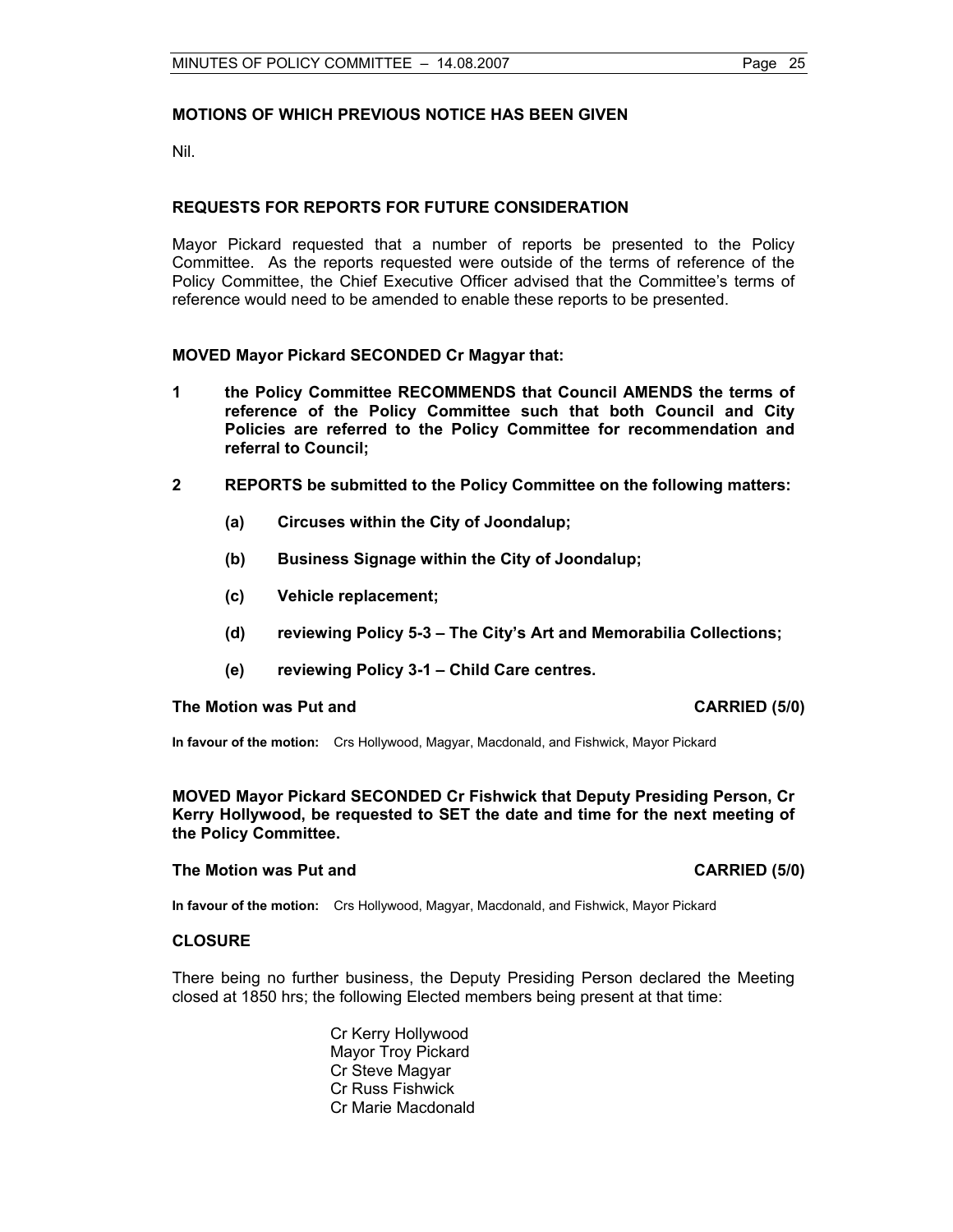## MOTIONS OF WHICH PREVIOUS NOTICE HAS BEEN GIVEN

Nil.

## REQUESTS FOR REPORTS FOR FUTURE CONSIDERATION

Mayor Pickard requested that a number of reports be presented to the Policy Committee. As the reports requested were outside of the terms of reference of the Policy Committee, the Chief Executive Officer advised that the Committee's terms of reference would need to be amended to enable these reports to be presented.

**MOVED Mayor Pickard SECONDED Cr Magyar that:**

**1 the Policy Committee RECOMMENDS that Council AMENDS the terms of reference of the Policy Committee such that both Council and City Policies are referred to the Policy Committee for recommendation and referral to Council;**

**2 REPORTS be submitted to the Policy Committee on the following matters:**

**(a) Circuses within the City of Joondalup;**

**(b) Business Signage within the City of Joondalup;**

**(c) Vehicle replacement;**

**(d) reviewing Policy 5-3 – The City's Art and Memorabilia Collections;**

**(e) reviewing Policy 3-1 – Child Care centres.**

**The Motion was Put and CARRIED (5/0)**

**In favour of the motion:** Crs Hollywood, Magyar, Macdonald, and Fishwick, Mayor Pickard

**MOVED Mayor Pickard SECONDED Cr Fishwick that Deputy Presiding Person, Cr Kerry Hollywood, be requested to SET the date and time for the next meeting of the Policy Committee.**

**The Motion was Put and CARRIED (5/0)**

**In favour of the motion:** Crs Hollywood, Magyar, Macdonald, and Fishwick, Mayor Pickard

## CLOSURE

There being no further business, the Deputy Presiding Person declared the Meeting closed at 1850 hrs; the following Elected members being present at that time:

Cr Kerry Hollywood
Mayor Troy Pickard
Cr Steve Magyar
Cr Russ Fishwick
Cr Marie Macdonald